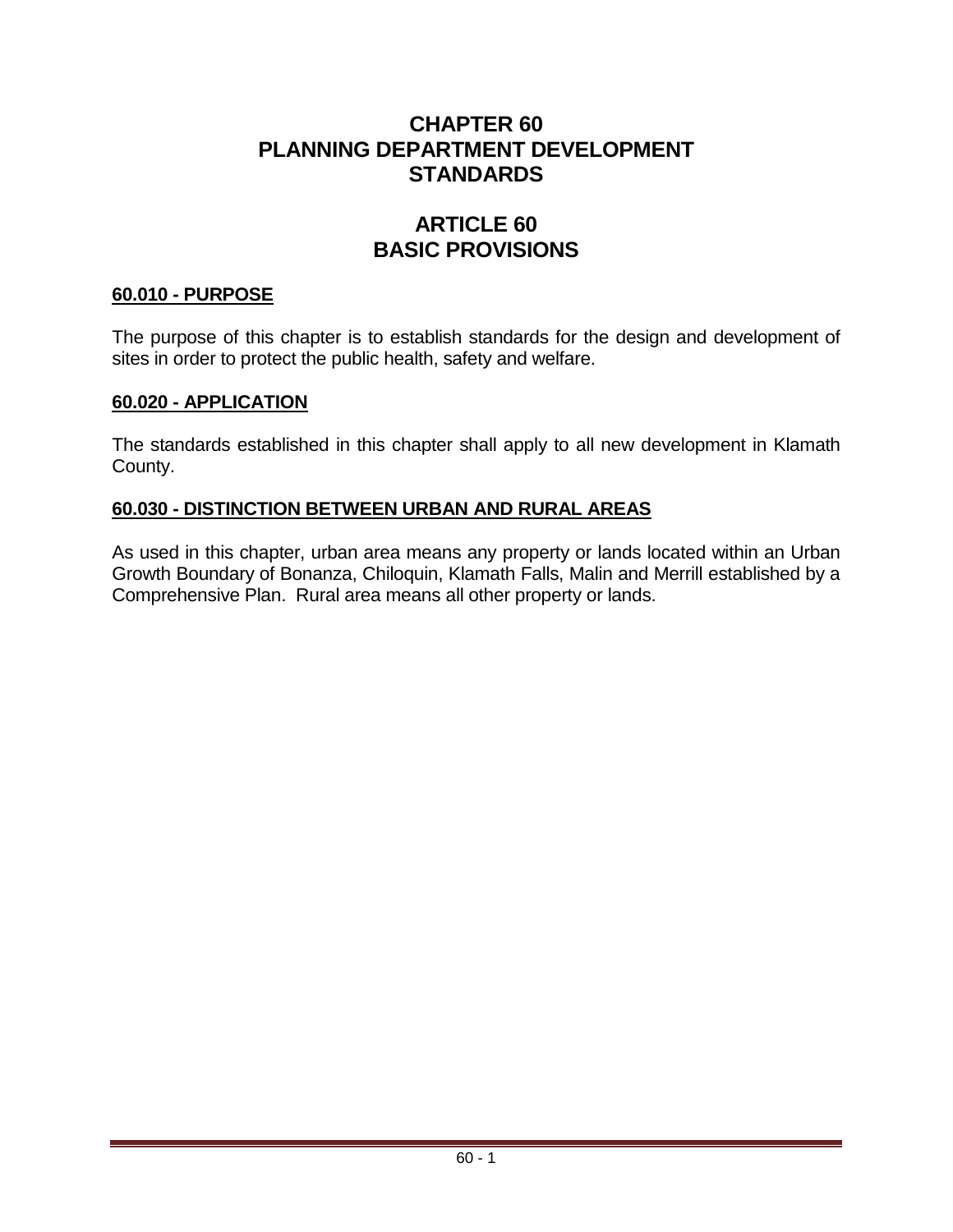# CHAPTER 60
# PLANNING DEPARTMENT DEVELOPMENT STANDARDS

## ARTICLE 60
## BASIC PROVISIONS

### 60.010 - PURPOSE

The purpose of this chapter is to establish standards for the design and development of sites in order to protect the public health, safety and welfare.

### 60.020 - APPLICATION

The standards established in this chapter shall apply to all new development in Klamath County.

### 60.030 - DISTINCTION BETWEEN URBAN AND RURAL AREAS

As used in this chapter, urban area means any property or lands located within an Urban Growth Boundary of Bonanza, Chiloquin, Klamath Falls, Malin and Merrill established by a Comprehensive Plan. Rural area means all other property or lands.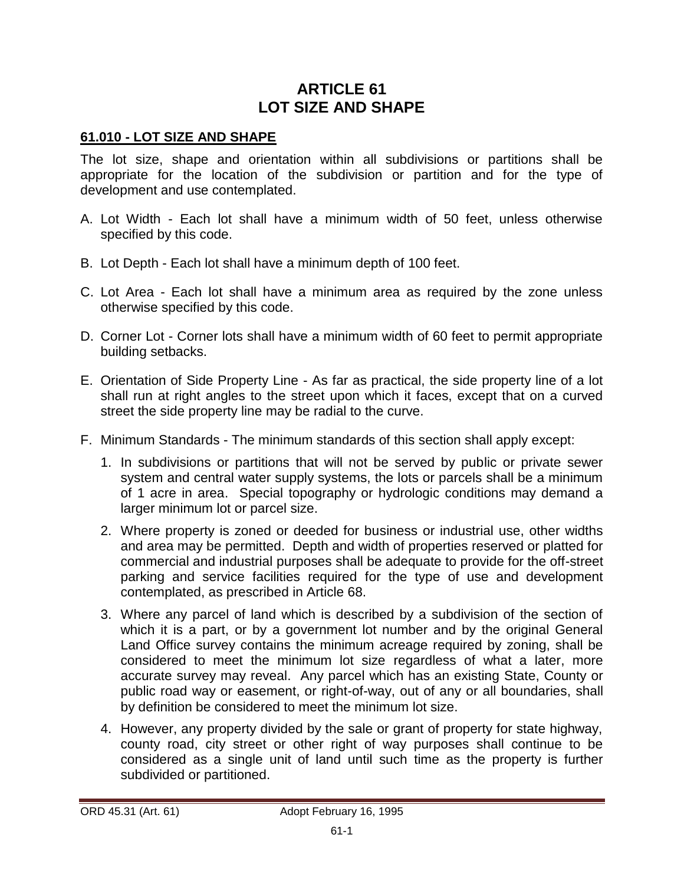# ARTICLE 61
# LOT SIZE AND SHAPE

## 61.010 - LOT SIZE AND SHAPE

The lot size, shape and orientation within all subdivisions or partitions shall be appropriate for the location of the subdivision or partition and for the type of development and use contemplated.

A. Lot Width - Each lot shall have a minimum width of 50 feet, unless otherwise specified by this code.

B. Lot Depth - Each lot shall have a minimum depth of 100 feet.

C. Lot Area - Each lot shall have a minimum area as required by the zone unless otherwise specified by this code.

D. Corner Lot - Corner lots shall have a minimum width of 60 feet to permit appropriate building setbacks.

E. Orientation of Side Property Line - As far as practical, the side property line of a lot shall run at right angles to the street upon which it faces, except that on a curved street the side property line may be radial to the curve.

F. Minimum Standards - The minimum standards of this section shall apply except:

   1. In subdivisions or partitions that will not be served by public or private sewer system and central water supply systems, the lots or parcels shall be a minimum of 1 acre in area. Special topography or hydrologic conditions may demand a larger minimum lot or parcel size.

   2. Where property is zoned or deeded for business or industrial use, other widths and area may be permitted. Depth and width of properties reserved or platted for commercial and industrial purposes shall be adequate to provide for the off-street parking and service facilities required for the type of use and development contemplated, as prescribed in Article 68.

   3. Where any parcel of land which is described by a subdivision of the section of which it is a part, or by a government lot number and by the original General Land Office survey contains the minimum acreage required by zoning, shall be considered to meet the minimum lot size regardless of what a later, more accurate survey may reveal. Any parcel which has an existing State, County or public road way or easement, or right-of-way, out of any or all boundaries, shall by definition be considered to meet the minimum lot size.

   4. However, any property divided by the sale or grant of property for state highway, county road, city street or other right of way purposes shall continue to be considered as a single unit of land until such time as the property is further subdivided or partitioned.

ORD 45.31 (Art. 61) Adopt February 16, 1995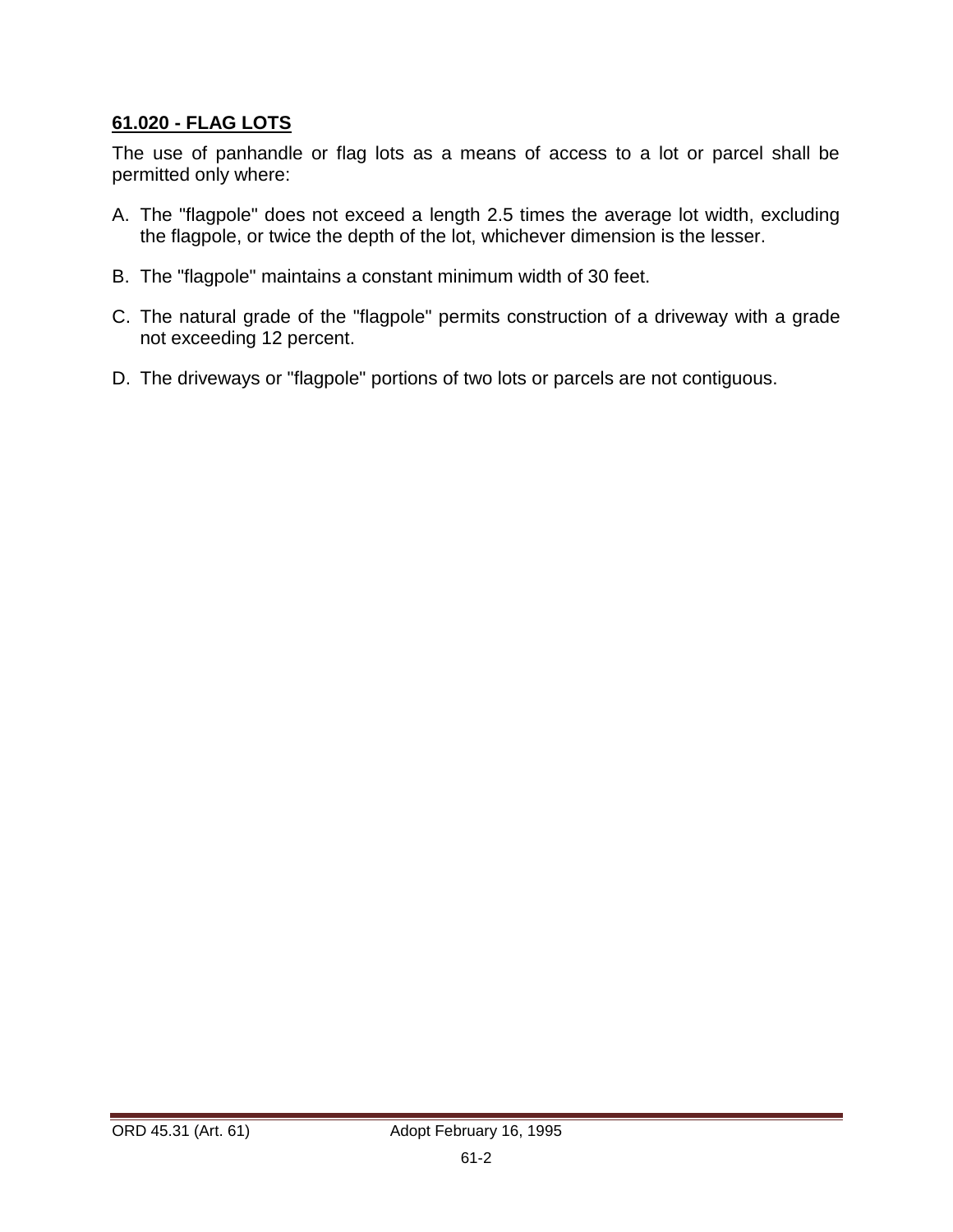## 61.020 - FLAG LOTS

The use of panhandle or flag lots as a means of access to a lot or parcel shall be permitted only where:

A. The "flagpole" does not exceed a length 2.5 times the average lot width, excluding the flagpole, or twice the depth of the lot, whichever dimension is the lesser.

B. The "flagpole" maintains a constant minimum width of 30 feet.

C. The natural grade of the "flagpole" permits construction of a driveway with a grade not exceeding 12 percent.

D. The driveways or "flagpole" portions of two lots or parcels are not contiguous.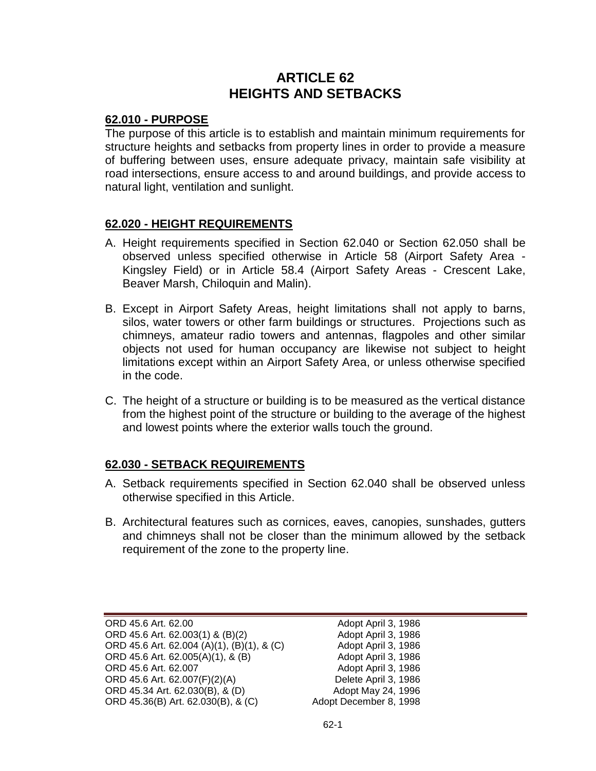# ARTICLE 62
# HEIGHTS AND SETBACKS

## 62.010 - PURPOSE

The purpose of this article is to establish and maintain minimum requirements for structure heights and setbacks from property lines in order to provide a measure of buffering between uses, ensure adequate privacy, maintain safe visibility at road intersections, ensure access to and around buildings, and provide access to natural light, ventilation and sunlight.

## 62.020 - HEIGHT REQUIREMENTS

A. Height requirements specified in Section 62.040 or Section 62.050 shall be observed unless specified otherwise in Article 58 (Airport Safety Area - Kingsley Field) or in Article 58.4 (Airport Safety Areas - Crescent Lake, Beaver Marsh, Chiloquin and Malin).

B. Except in Airport Safety Areas, height limitations shall not apply to barns, silos, water towers or other farm buildings or structures. Projections such as chimneys, amateur radio towers and antennas, flagpoles and other similar objects not used for human occupancy are likewise not subject to height limitations except within an Airport Safety Area, or unless otherwise specified in the code.

C. The height of a structure or building is to be measured as the vertical distance from the highest point of the structure or building to the average of the highest and lowest points where the exterior walls touch the ground.

## 62.030 - SETBACK REQUIREMENTS

A. Setback requirements specified in Section 62.040 shall be observed unless otherwise specified in this Article.

B. Architectural features such as cornices, eaves, canopies, sunshades, gutters and chimneys shall not be closer than the minimum allowed by the setback requirement of the zone to the property line.

| | |
|---|---|
| ORD 45.6 Art. 62.00 | Adopt April 3, 1986 |
| ORD 45.6 Art. 62.003(1) & (B)(2) | Adopt April 3, 1986 |
| ORD 45.6 Art. 62.004 (A)(1), (B)(1), & (C) | Adopt April 3, 1986 |
| ORD 45.6 Art. 62.005(A)(1), & (B) | Adopt April 3, 1986 |
| ORD 45.6 Art. 62.007 | Adopt April 3, 1986 |
| ORD 45.6 Art. 62.007(F)(2)(A) | Delete April 3, 1986 |
| ORD 45.34 Art. 62.030(B), & (D) | Adopt May 24, 1996 |
| ORD 45.36(B) Art. 62.030(B), & (C) | Adopt December 8, 1998 |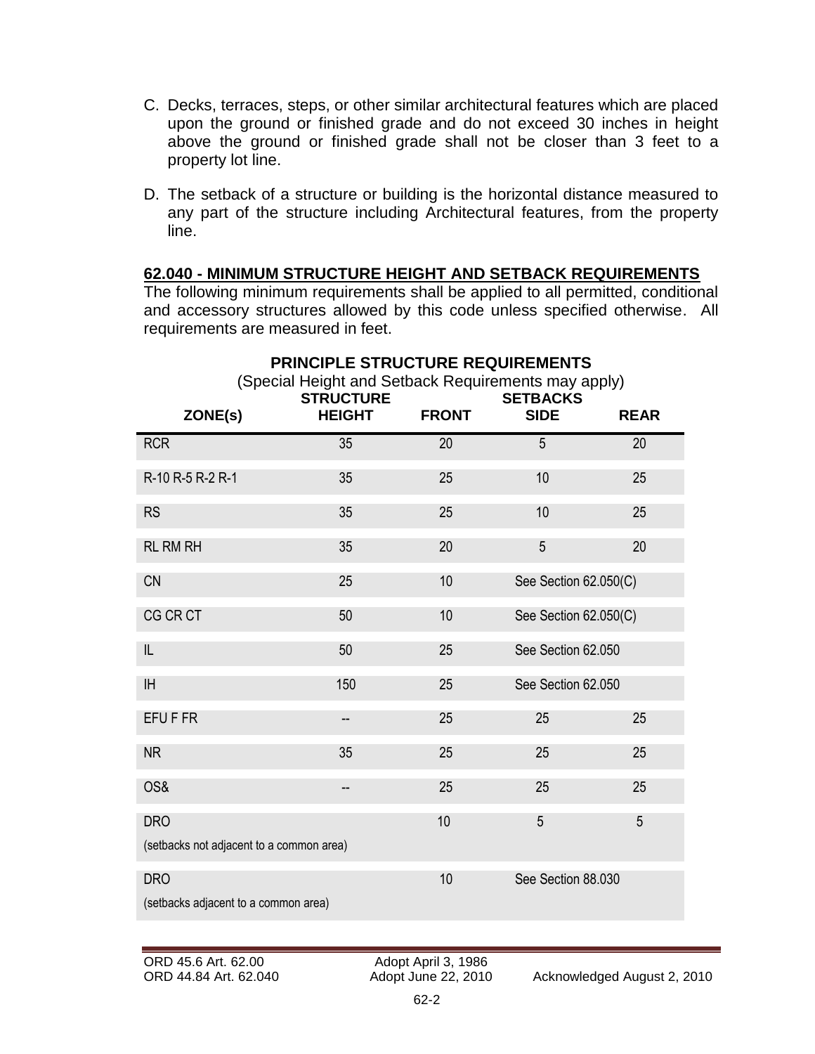C. Decks, terraces, steps, or other similar architectural features which are placed upon the ground or finished grade and do not exceed 30 inches in height above the ground or finished grade shall not be closer than 3 feet to a property lot line.

D. The setback of a structure or building is the horizontal distance measured to any part of the structure including Architectural features, from the property line.

## 62.040 - MINIMUM STRUCTURE HEIGHT AND SETBACK REQUIREMENTS

The following minimum requirements shall be applied to all permitted, conditional and accessory structures allowed by this code unless specified otherwise. All requirements are measured in feet.

**PRINCIPLE STRUCTURE REQUIREMENTS**

(Special Height and Setback Requirements may apply)

| ZONE(s) | STRUCTURE HEIGHT | SETBACKS FRONT | SIDE | REAR |
|---|---|---|---|---|
| RCR | 35 | 20 | 5 | 20 |
| R-10 R-5 R-2 R-1 | 35 | 25 | 10 | 25 |
| RS | 35 | 25 | 10 | 25 |
| RL RM RH | 35 | 20 | 5 | 20 |
| CN | 25 | 10 | See Section 62.050(C) | |
| CG CR CT | 50 | 10 | See Section 62.050(C) | |
| IL | 50 | 25 | See Section 62.050 | |
| IH | 150 | 25 | See Section 62.050 | |
| EFU F FR | -- | 25 | 25 | 25 |
| NR | 35 | 25 | 25 | 25 |
| OS& | -- | 25 | 25 | 25 |
| DRO (setbacks not adjacent to a common area) | | 10 | 5 | 5 |
| DRO (setbacks adjacent to a common area) | | 10 | See Section 88.030 | |

ORD 45.6 Art. 62.00 Adopt April 3, 1986
ORD 44.84 Art. 62.040 Adopt June 22, 2010 Acknowledged August 2, 2010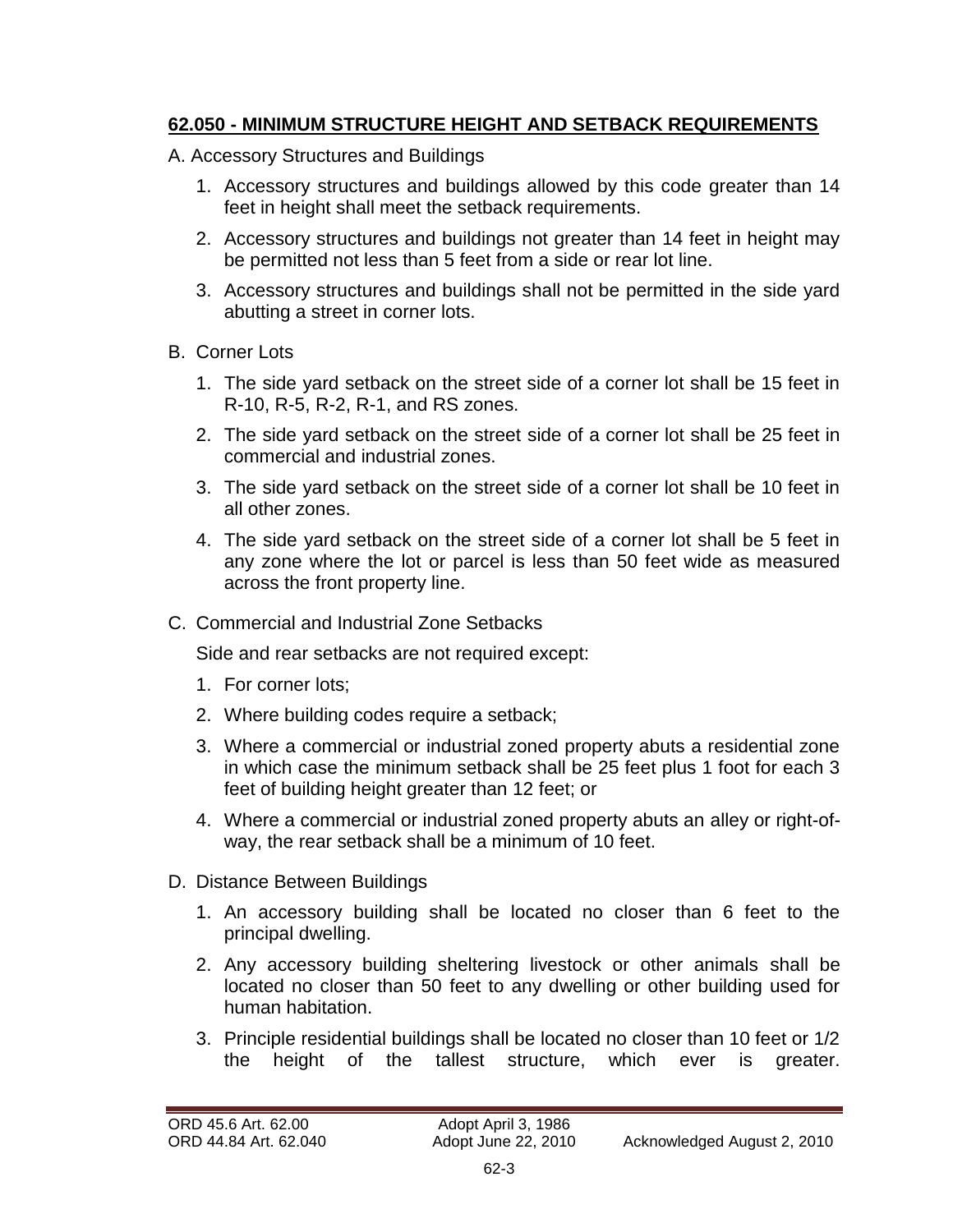## 62.050 - MINIMUM STRUCTURE HEIGHT AND SETBACK REQUIREMENTS

A. Accessory Structures and Buildings

1. Accessory structures and buildings allowed by this code greater than 14 feet in height shall meet the setback requirements.
2. Accessory structures and buildings not greater than 14 feet in height may be permitted not less than 5 feet from a side or rear lot line.
3. Accessory structures and buildings shall not be permitted in the side yard abutting a street in corner lots.

B. Corner Lots

1. The side yard setback on the street side of a corner lot shall be 15 feet in R-10, R-5, R-2, R-1, and RS zones.
2. The side yard setback on the street side of a corner lot shall be 25 feet in commercial and industrial zones.
3. The side yard setback on the street side of a corner lot shall be 10 feet in all other zones.
4. The side yard setback on the street side of a corner lot shall be 5 feet in any zone where the lot or parcel is less than 50 feet wide as measured across the front property line.

C. Commercial and Industrial Zone Setbacks

Side and rear setbacks are not required except:

1. For corner lots;
2. Where building codes require a setback;
3. Where a commercial or industrial zoned property abuts a residential zone in which case the minimum setback shall be 25 feet plus 1 foot for each 3 feet of building height greater than 12 feet; or
4. Where a commercial or industrial zoned property abuts an alley or right-of-way, the rear setback shall be a minimum of 10 feet.

D. Distance Between Buildings

1. An accessory building shall be located no closer than 6 feet to the principal dwelling.
2. Any accessory building sheltering livestock or other animals shall be located no closer than 50 feet to any dwelling or other building used for human habitation.
3. Principle residential buildings shall be located no closer than 10 feet or 1/2 the height of the tallest structure, which ever is greater.

ORD 45.6 Art. 62.00 Adopt April 3, 1986
ORD 44.84 Art. 62.040 Adopt June 22, 2010 Acknowledged August 2, 2010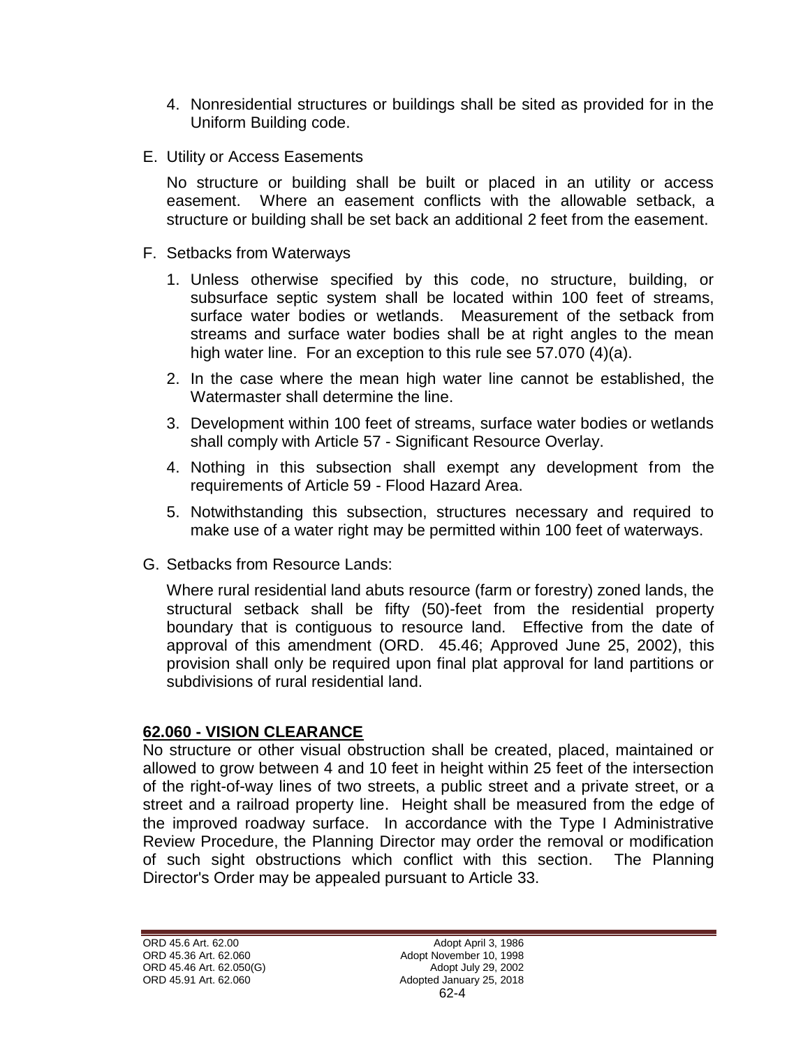4. Nonresidential structures or buildings shall be sited as provided for in the Uniform Building code.

E. Utility or Access Easements

   No structure or building shall be built or placed in an utility or access easement. Where an easement conflicts with the allowable setback, a structure or building shall be set back an additional 2 feet from the easement.

F. Setbacks from Waterways

   1. Unless otherwise specified by this code, no structure, building, or subsurface septic system shall be located within 100 feet of streams, surface water bodies or wetlands. Measurement of the setback from streams and surface water bodies shall be at right angles to the mean high water line. For an exception to this rule see 57.070 (4)(a).

   2. In the case where the mean high water line cannot be established, the Watermaster shall determine the line.

   3. Development within 100 feet of streams, surface water bodies or wetlands shall comply with Article 57 - Significant Resource Overlay.

   4. Nothing in this subsection shall exempt any development from the requirements of Article 59 - Flood Hazard Area.

   5. Notwithstanding this subsection, structures necessary and required to make use of a water right may be permitted within 100 feet of waterways.

G. Setbacks from Resource Lands:

   Where rural residential land abuts resource (farm or forestry) zoned lands, the structural setback shall be fifty (50)-feet from the residential property boundary that is contiguous to resource land. Effective from the date of approval of this amendment (ORD. 45.46; Approved June 25, 2002), this provision shall only be required upon final plat approval for land partitions or subdivisions of rural residential land.

## 62.060 - VISION CLEARANCE

No structure or other visual obstruction shall be created, placed, maintained or allowed to grow between 4 and 10 feet in height within 25 feet of the intersection of the right-of-way lines of two streets, a public street and a private street, or a street and a railroad property line. Height shall be measured from the edge of the improved roadway surface. In accordance with the Type I Administrative Review Procedure, the Planning Director may order the removal or modification of such sight obstructions which conflict with this section. The Planning Director's Order may be appealed pursuant to Article 33.

ORD 45.6 Art. 62.00 Adopt April 3, 1986
ORD 45.36 Art. 62.060 Adopt November 10, 1998
ORD 45.46 Art. 62.050(G) Adopt July 29, 2002
ORD 45.91 Art. 62.060 Adopted January 25, 2018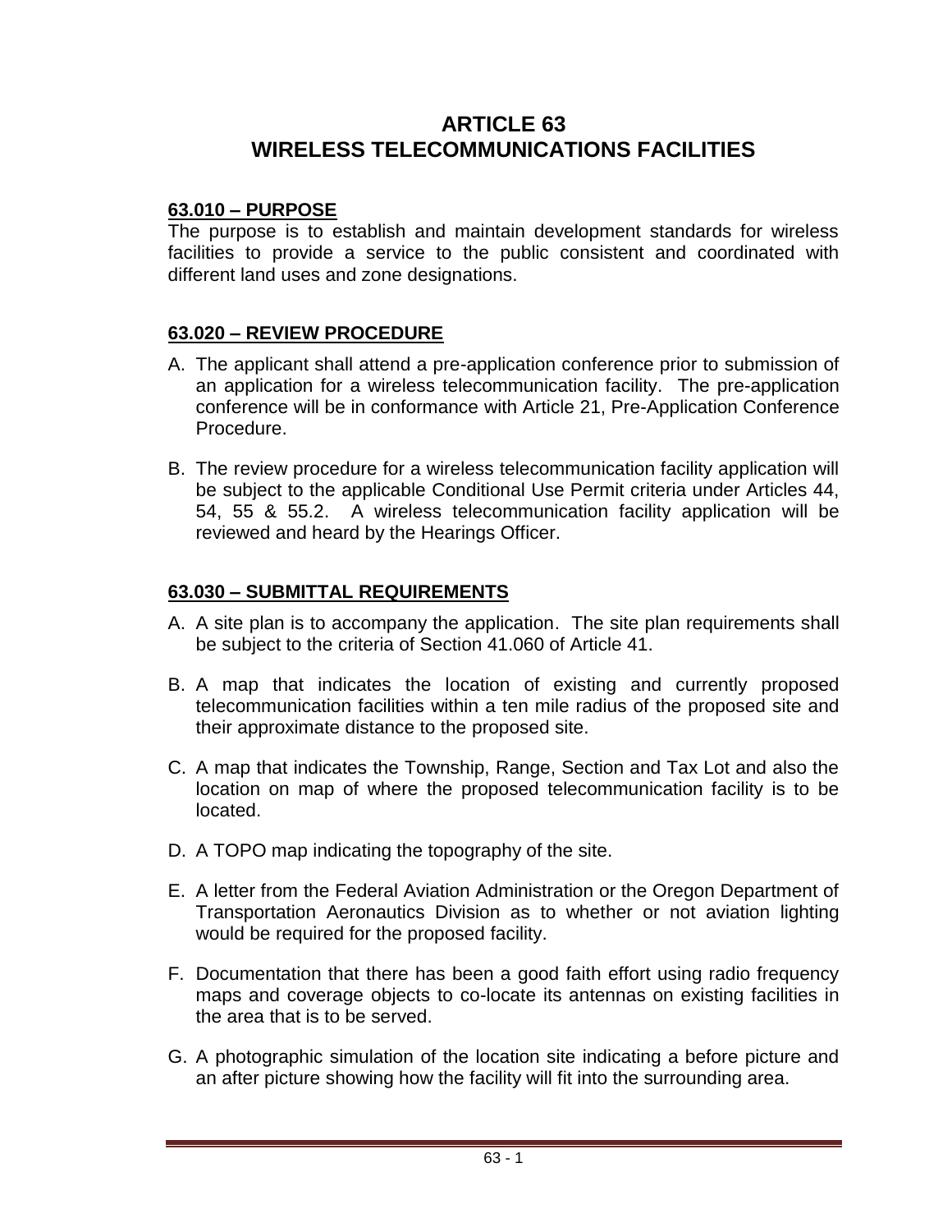# ARTICLE 63
# WIRELESS TELECOMMUNICATIONS FACILITIES

## 63.010 – PURPOSE

The purpose is to establish and maintain development standards for wireless facilities to provide a service to the public consistent and coordinated with different land uses and zone designations.

## 63.020 – REVIEW PROCEDURE

A. The applicant shall attend a pre-application conference prior to submission of an application for a wireless telecommunication facility. The pre-application conference will be in conformance with Article 21, Pre-Application Conference Procedure.

B. The review procedure for a wireless telecommunication facility application will be subject to the applicable Conditional Use Permit criteria under Articles 44, 54, 55 & 55.2. A wireless telecommunication facility application will be reviewed and heard by the Hearings Officer.

## 63.030 – SUBMITTAL REQUIREMENTS

A. A site plan is to accompany the application. The site plan requirements shall be subject to the criteria of Section 41.060 of Article 41.

B. A map that indicates the location of existing and currently proposed telecommunication facilities within a ten mile radius of the proposed site and their approximate distance to the proposed site.

C. A map that indicates the Township, Range, Section and Tax Lot and also the location on map of where the proposed telecommunication facility is to be located.

D. A TOPO map indicating the topography of the site.

E. A letter from the Federal Aviation Administration or the Oregon Department of Transportation Aeronautics Division as to whether or not aviation lighting would be required for the proposed facility.

F. Documentation that there has been a good faith effort using radio frequency maps and coverage objects to co-locate its antennas on existing facilities in the area that is to be served.

G. A photographic simulation of the location site indicating a before picture and an after picture showing how the facility will fit into the surrounding area.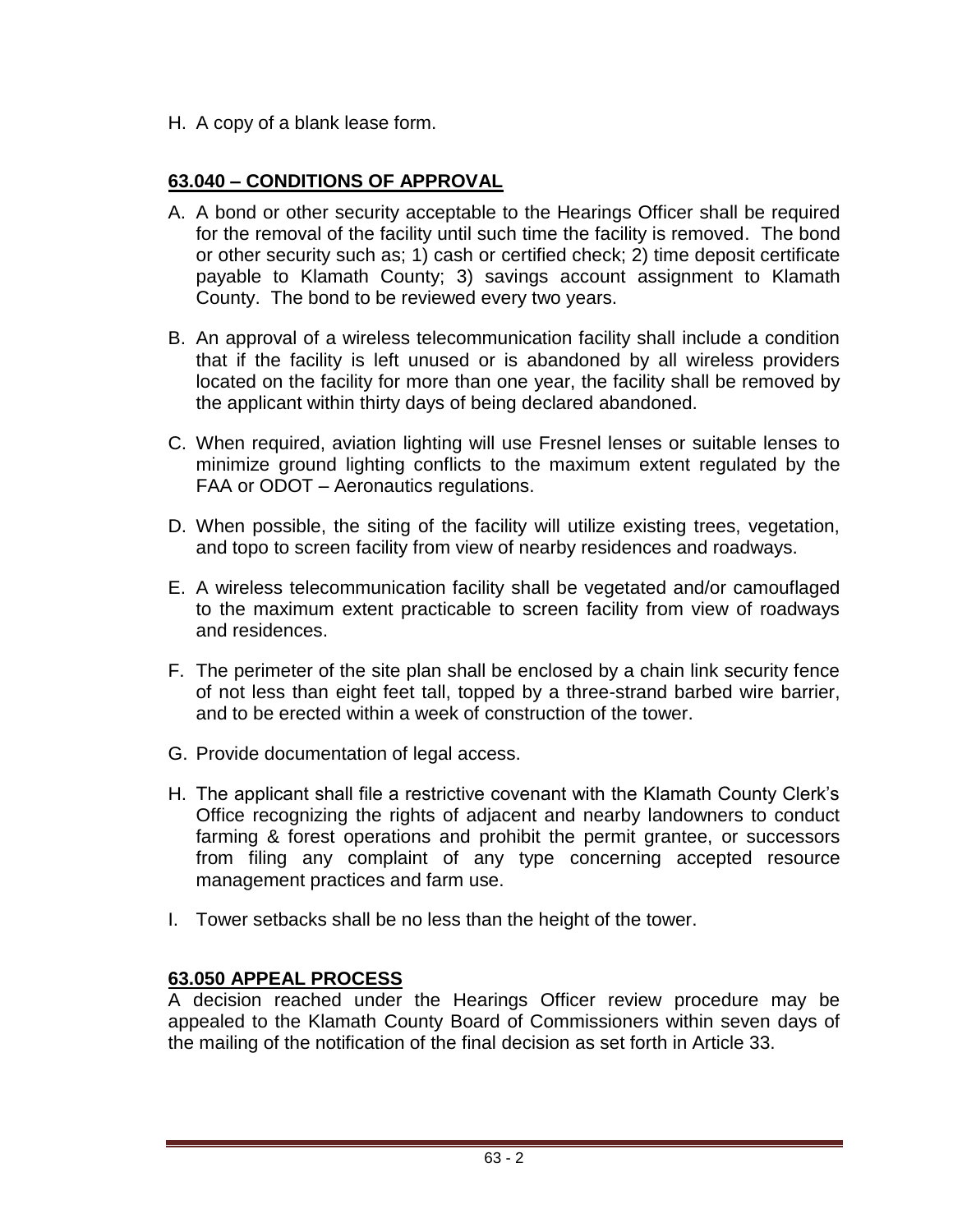H. A copy of a blank lease form.

## 63.040 – CONDITIONS OF APPROVAL

A. A bond or other security acceptable to the Hearings Officer shall be required for the removal of the facility until such time the facility is removed. The bond or other security such as; 1) cash or certified check; 2) time deposit certificate payable to Klamath County; 3) savings account assignment to Klamath County. The bond to be reviewed every two years.

B. An approval of a wireless telecommunication facility shall include a condition that if the facility is left unused or is abandoned by all wireless providers located on the facility for more than one year, the facility shall be removed by the applicant within thirty days of being declared abandoned.

C. When required, aviation lighting will use Fresnel lenses or suitable lenses to minimize ground lighting conflicts to the maximum extent regulated by the FAA or ODOT – Aeronautics regulations.

D. When possible, the siting of the facility will utilize existing trees, vegetation, and topo to screen facility from view of nearby residences and roadways.

E. A wireless telecommunication facility shall be vegetated and/or camouflaged to the maximum extent practicable to screen facility from view of roadways and residences.

F. The perimeter of the site plan shall be enclosed by a chain link security fence of not less than eight feet tall, topped by a three-strand barbed wire barrier, and to be erected within a week of construction of the tower.

G. Provide documentation of legal access.

H. The applicant shall file a restrictive covenant with the Klamath County Clerk's Office recognizing the rights of adjacent and nearby landowners to conduct farming & forest operations and prohibit the permit grantee, or successors from filing any complaint of any type concerning accepted resource management practices and farm use.

I. Tower setbacks shall be no less than the height of the tower.

## 63.050 APPEAL PROCESS

A decision reached under the Hearings Officer review procedure may be appealed to the Klamath County Board of Commissioners within seven days of the mailing of the notification of the final decision as set forth in Article 33.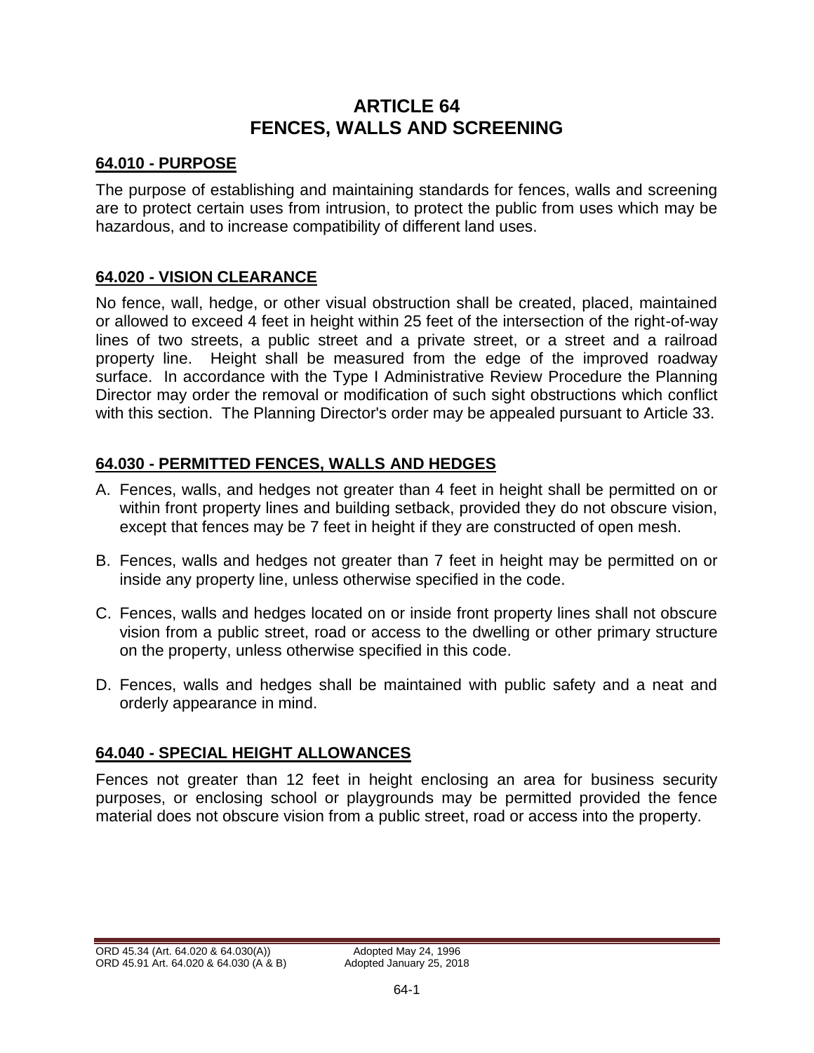# ARTICLE 64
# FENCES, WALLS AND SCREENING

## 64.010 - PURPOSE

The purpose of establishing and maintaining standards for fences, walls and screening are to protect certain uses from intrusion, to protect the public from uses which may be hazardous, and to increase compatibility of different land uses.

## 64.020 - VISION CLEARANCE

No fence, wall, hedge, or other visual obstruction shall be created, placed, maintained or allowed to exceed 4 feet in height within 25 feet of the intersection of the right-of-way lines of two streets, a public street and a private street, or a street and a railroad property line. Height shall be measured from the edge of the improved roadway surface. In accordance with the Type I Administrative Review Procedure the Planning Director may order the removal or modification of such sight obstructions which conflict with this section. The Planning Director's order may be appealed pursuant to Article 33.

## 64.030 - PERMITTED FENCES, WALLS AND HEDGES

A. Fences, walls, and hedges not greater than 4 feet in height shall be permitted on or within front property lines and building setback, provided they do not obscure vision, except that fences may be 7 feet in height if they are constructed of open mesh.

B. Fences, walls and hedges not greater than 7 feet in height may be permitted on or inside any property line, unless otherwise specified in the code.

C. Fences, walls and hedges located on or inside front property lines shall not obscure vision from a public street, road or access to the dwelling or other primary structure on the property, unless otherwise specified in this code.

D. Fences, walls and hedges shall be maintained with public safety and a neat and orderly appearance in mind.

## 64.040 - SPECIAL HEIGHT ALLOWANCES

Fences not greater than 12 feet in height enclosing an area for business security purposes, or enclosing school or playgrounds may be permitted provided the fence material does not obscure vision from a public street, road or access into the property.

ORD 45.34 (Art. 64.020 & 64.030(A)) Adopted May 24, 1996
ORD 45.91 Art. 64.020 & 64.030 (A & B) Adopted January 25, 2018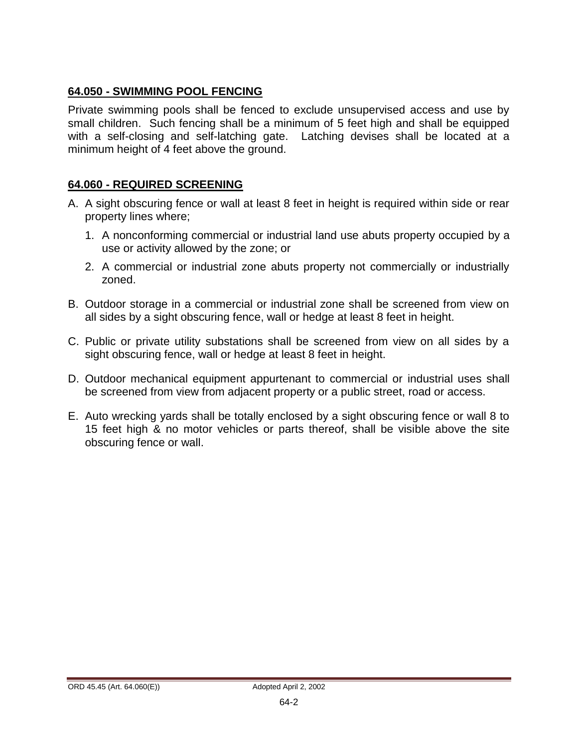## 64.050 - SWIMMING POOL FENCING

Private swimming pools shall be fenced to exclude unsupervised access and use by small children. Such fencing shall be a minimum of 5 feet high and shall be equipped with a self-closing and self-latching gate. Latching devises shall be located at a minimum height of 4 feet above the ground.

## 64.060 - REQUIRED SCREENING

A. A sight obscuring fence or wall at least 8 feet in height is required within side or rear property lines where;

   1. A nonconforming commercial or industrial land use abuts property occupied by a use or activity allowed by the zone; or

   2. A commercial or industrial zone abuts property not commercially or industrially zoned.

B. Outdoor storage in a commercial or industrial zone shall be screened from view on all sides by a sight obscuring fence, wall or hedge at least 8 feet in height.

C. Public or private utility substations shall be screened from view on all sides by a sight obscuring fence, wall or hedge at least 8 feet in height.

D. Outdoor mechanical equipment appurtenant to commercial or industrial uses shall be screened from view from adjacent property or a public street, road or access.

E. Auto wrecking yards shall be totally enclosed by a sight obscuring fence or wall 8 to 15 feet high & no motor vehicles or parts thereof, shall be visible above the site obscuring fence or wall.

ORD 45.45 (Art. 64.060(E)) Adopted April 2, 2002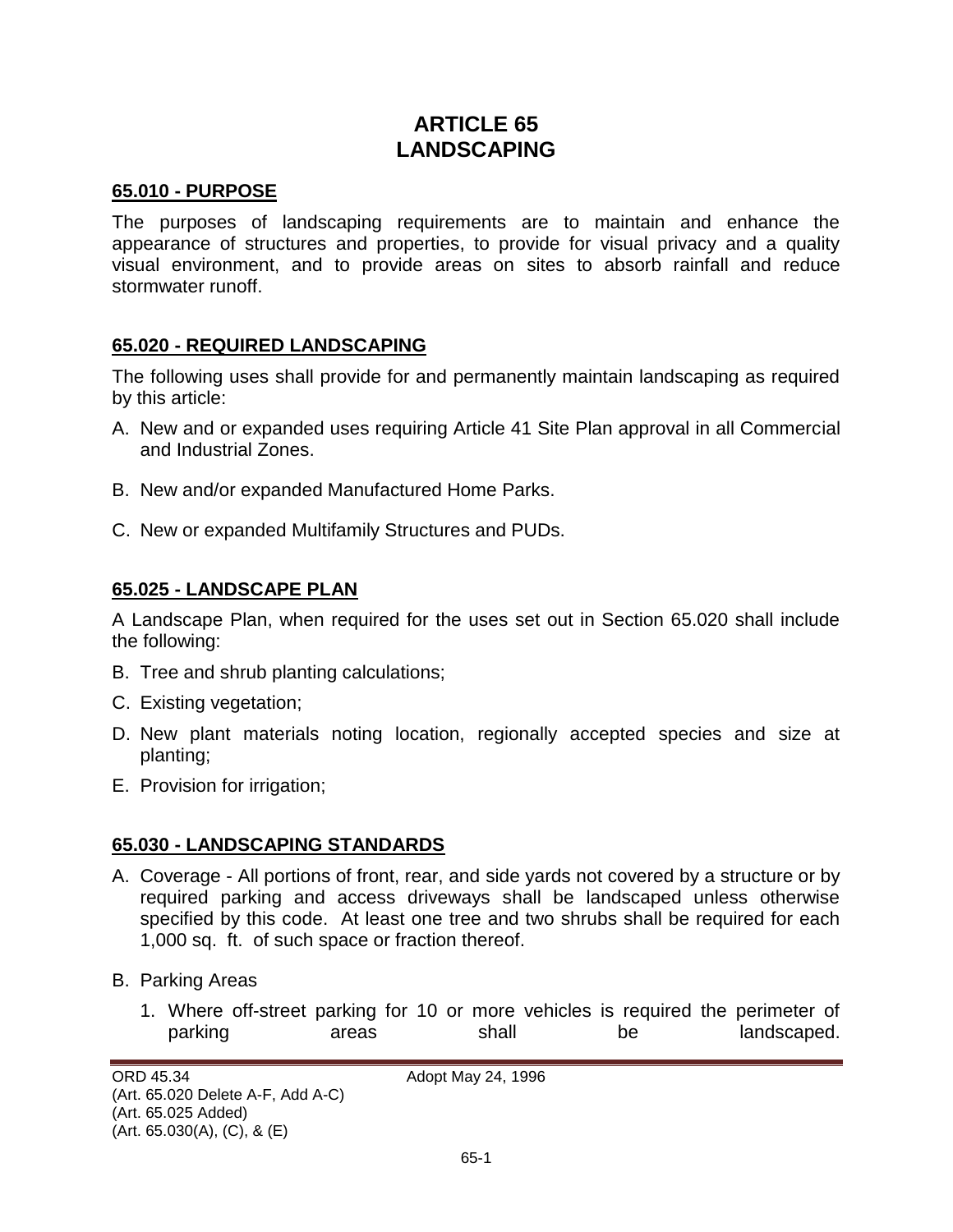# ARTICLE 65
# LANDSCAPING

## 65.010 - PURPOSE

The purposes of landscaping requirements are to maintain and enhance the appearance of structures and properties, to provide for visual privacy and a quality visual environment, and to provide areas on sites to absorb rainfall and reduce stormwater runoff.

## 65.020 - REQUIRED LANDSCAPING

The following uses shall provide for and permanently maintain landscaping as required by this article:

A. New and or expanded uses requiring Article 41 Site Plan approval in all Commercial and Industrial Zones.

B. New and/or expanded Manufactured Home Parks.

C. New or expanded Multifamily Structures and PUDs.

## 65.025 - LANDSCAPE PLAN

A Landscape Plan, when required for the uses set out in Section 65.020 shall include the following:

B. Tree and shrub planting calculations;

C. Existing vegetation;

D. New plant materials noting location, regionally accepted species and size at planting;

E. Provision for irrigation;

## 65.030 - LANDSCAPING STANDARDS

A. Coverage - All portions of front, rear, and side yards not covered by a structure or by required parking and access driveways shall be landscaped unless otherwise specified by this code. At least one tree and two shrubs shall be required for each 1,000 sq. ft. of such space or fraction thereof.

B. Parking Areas

1. Where off-street parking for 10 or more vehicles is required the perimeter of parking areas shall be landscaped.

ORD 45.34 Adopt May 24, 1996
(Art. 65.020 Delete A-F, Add A-C)
(Art. 65.025 Added)
(Art. 65.030(A), (C), & (E)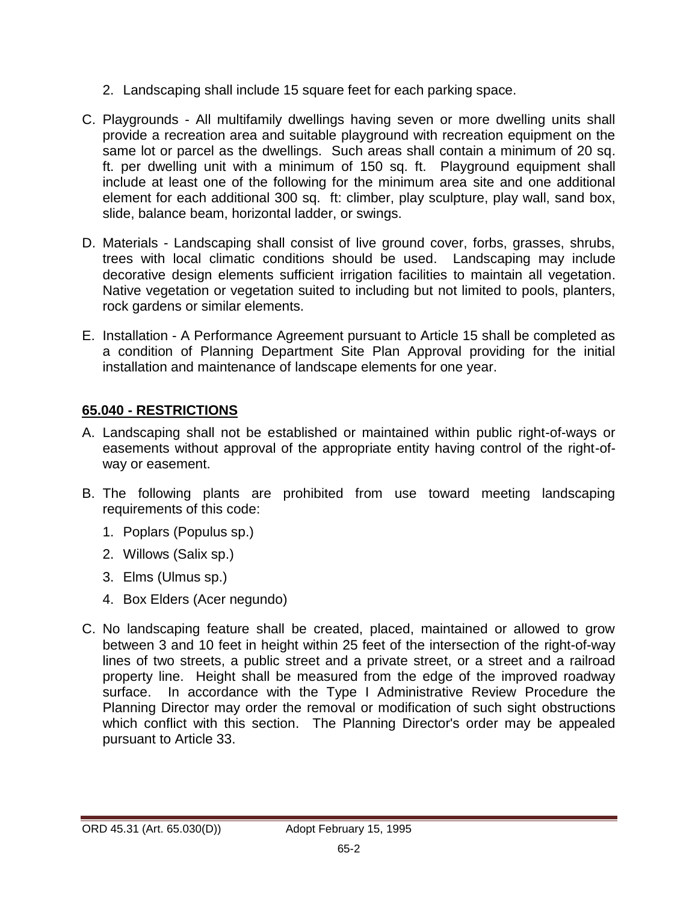2. Landscaping shall include 15 square feet for each parking space.

C. Playgrounds - All multifamily dwellings having seven or more dwelling units shall provide a recreation area and suitable playground with recreation equipment on the same lot or parcel as the dwellings. Such areas shall contain a minimum of 20 sq. ft. per dwelling unit with a minimum of 150 sq. ft. Playground equipment shall include at least one of the following for the minimum area site and one additional element for each additional 300 sq. ft: climber, play sculpture, play wall, sand box, slide, balance beam, horizontal ladder, or swings.

D. Materials - Landscaping shall consist of live ground cover, forbs, grasses, shrubs, trees with local climatic conditions should be used. Landscaping may include decorative design elements sufficient irrigation facilities to maintain all vegetation. Native vegetation or vegetation suited to including but not limited to pools, planters, rock gardens or similar elements.

E. Installation - A Performance Agreement pursuant to Article 15 shall be completed as a condition of Planning Department Site Plan Approval providing for the initial installation and maintenance of landscape elements for one year.

## 65.040 - RESTRICTIONS

A. Landscaping shall not be established or maintained within public right-of-ways or easements without approval of the appropriate entity having control of the right-of-way or easement.

B. The following plants are prohibited from use toward meeting landscaping requirements of this code:

1. Poplars (Populus sp.)
2. Willows (Salix sp.)
3. Elms (Ulmus sp.)
4. Box Elders (Acer negundo)

C. No landscaping feature shall be created, placed, maintained or allowed to grow between 3 and 10 feet in height within 25 feet of the intersection of the right-of-way lines of two streets, a public street and a private street, or a street and a railroad property line. Height shall be measured from the edge of the improved roadway surface. In accordance with the Type I Administrative Review Procedure the Planning Director may order the removal or modification of such sight obstructions which conflict with this section. The Planning Director's order may be appealed pursuant to Article 33.

ORD 45.31 (Art. 65.030(D)) Adopt February 15, 1995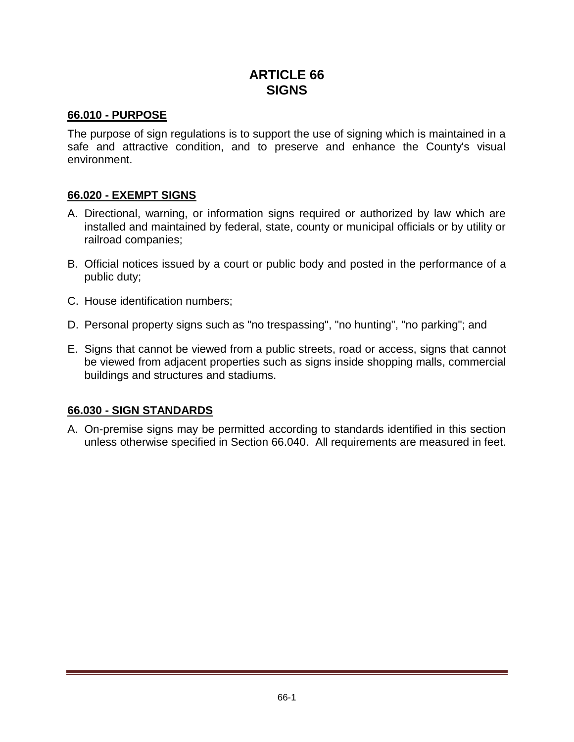# ARTICLE 66
# SIGNS

## 66.010 - PURPOSE

The purpose of sign regulations is to support the use of signing which is maintained in a safe and attractive condition, and to preserve and enhance the County's visual environment.

## 66.020 - EXEMPT SIGNS

A. Directional, warning, or information signs required or authorized by law which are installed and maintained by federal, state, county or municipal officials or by utility or railroad companies;

B. Official notices issued by a court or public body and posted in the performance of a public duty;

C. House identification numbers;

D. Personal property signs such as "no trespassing", "no hunting", "no parking"; and

E. Signs that cannot be viewed from a public streets, road or access, signs that cannot be viewed from adjacent properties such as signs inside shopping malls, commercial buildings and structures and stadiums.

## 66.030 - SIGN STANDARDS

A. On-premise signs may be permitted according to standards identified in this section unless otherwise specified in Section 66.040. All requirements are measured in feet.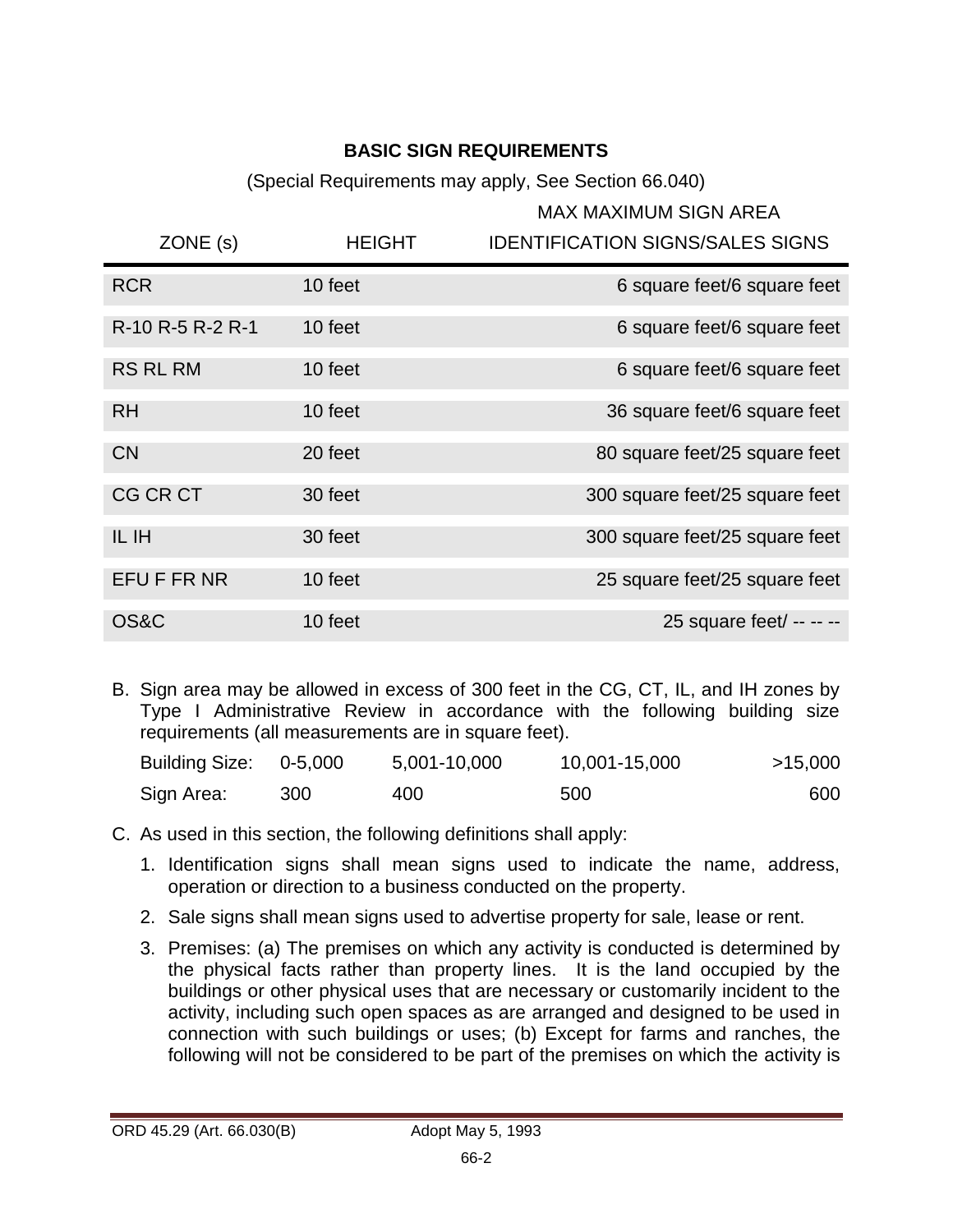**BASIC SIGN REQUIREMENTS**

(Special Requirements may apply, See Section 66.040)

| ZONE (s) | HEIGHT | MAX MAXIMUM SIGN AREA IDENTIFICATION SIGNS/SALES SIGNS |
|---|---|---|
| RCR | 10 feet | 6 square feet/6 square feet |
| R-10 R-5 R-2 R-1 | 10 feet | 6 square feet/6 square feet |
| RS RL RM | 10 feet | 6 square feet/6 square feet |
| RH | 10 feet | 36 square feet/6 square feet |
| CN | 20 feet | 80 square feet/25 square feet |
| CG CR CT | 30 feet | 300 square feet/25 square feet |
| IL IH | 30 feet | 300 square feet/25 square feet |
| EFU F FR NR | 10 feet | 25 square feet/25 square feet |
| OS&C | 10 feet | 25 square feet/ -- -- -- |

B. Sign area may be allowed in excess of 300 feet in the CG, CT, IL, and IH zones by Type I Administrative Review in accordance with the following building size requirements (all measurements are in square feet).

| Building Size: | 0-5,000 | 5,001-10,000 | 10,001-15,000 | >15,000 |
|---|---|---|---|---|
| Sign Area: | 300 | 400 | 500 | 600 |

C. As used in this section, the following definitions shall apply:

1. Identification signs shall mean signs used to indicate the name, address, operation or direction to a business conducted on the property.
2. Sale signs shall mean signs used to advertise property for sale, lease or rent.
3. Premises: (a) The premises on which any activity is conducted is determined by the physical facts rather than property lines. It is the land occupied by the buildings or other physical uses that are necessary or customarily incident to the activity, including such open spaces as are arranged and designed to be used in connection with such buildings or uses; (b) Except for farms and ranches, the following will not be considered to be part of the premises on which the activity is

ORD 45.29 (Art. 66.030(B)) Adopt May 5, 1993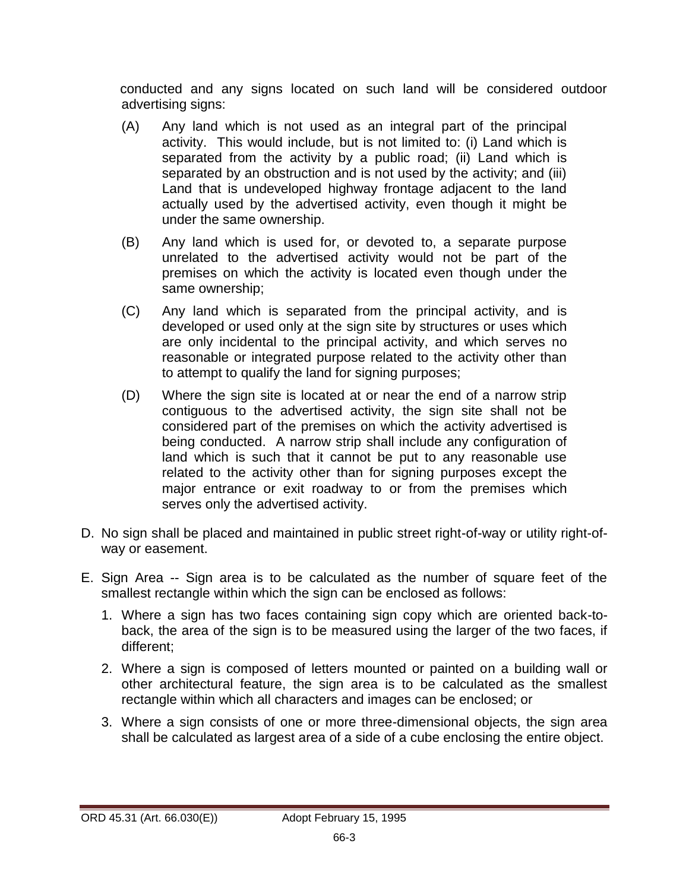conducted and any signs located on such land will be considered outdoor advertising signs:

(A) Any land which is not used as an integral part of the principal activity. This would include, but is not limited to: (i) Land which is separated from the activity by a public road; (ii) Land which is separated by an obstruction and is not used by the activity; and (iii) Land that is undeveloped highway frontage adjacent to the land actually used by the advertised activity, even though it might be under the same ownership.

(B) Any land which is used for, or devoted to, a separate purpose unrelated to the advertised activity would not be part of the premises on which the activity is located even though under the same ownership;

(C) Any land which is separated from the principal activity, and is developed or used only at the sign site by structures or uses which are only incidental to the principal activity, and which serves no reasonable or integrated purpose related to the activity other than to attempt to qualify the land for signing purposes;

(D) Where the sign site is located at or near the end of a narrow strip contiguous to the advertised activity, the sign site shall not be considered part of the premises on which the activity advertised is being conducted. A narrow strip shall include any configuration of land which is such that it cannot be put to any reasonable use related to the activity other than for signing purposes except the major entrance or exit roadway to or from the premises which serves only the advertised activity.

D. No sign shall be placed and maintained in public street right-of-way or utility right-of-way or easement.

E. Sign Area -- Sign area is to be calculated as the number of square feet of the smallest rectangle within which the sign can be enclosed as follows:

1. Where a sign has two faces containing sign copy which are oriented back-to-back, the area of the sign is to be measured using the larger of the two faces, if different;
2. Where a sign is composed of letters mounted or painted on a building wall or other architectural feature, the sign area is to be calculated as the smallest rectangle within which all characters and images can be enclosed; or
3. Where a sign consists of one or more three-dimensional objects, the sign area shall be calculated as largest area of a side of a cube enclosing the entire object.

ORD 45.31 (Art. 66.030(E)) Adopt February 15, 1995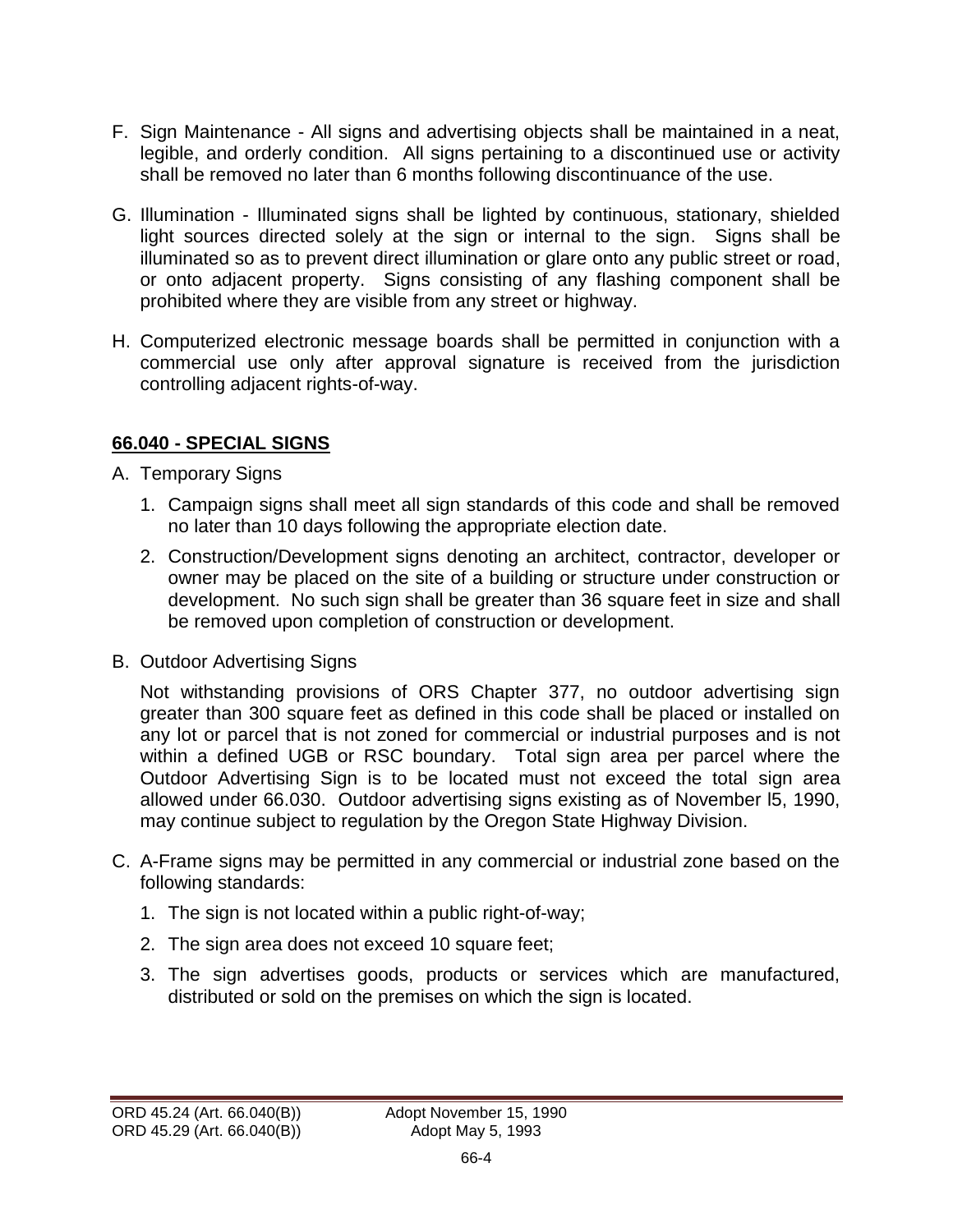F. Sign Maintenance - All signs and advertising objects shall be maintained in a neat, legible, and orderly condition. All signs pertaining to a discontinued use or activity shall be removed no later than 6 months following discontinuance of the use.

G. Illumination - Illuminated signs shall be lighted by continuous, stationary, shielded light sources directed solely at the sign or internal to the sign. Signs shall be illuminated so as to prevent direct illumination or glare onto any public street or road, or onto adjacent property. Signs consisting of any flashing component shall be prohibited where they are visible from any street or highway.

H. Computerized electronic message boards shall be permitted in conjunction with a commercial use only after approval signature is received from the jurisdiction controlling adjacent rights-of-way.

## 66.040 - SPECIAL SIGNS

A. Temporary Signs

1. Campaign signs shall meet all sign standards of this code and shall be removed no later than 10 days following the appropriate election date.
2. Construction/Development signs denoting an architect, contractor, developer or owner may be placed on the site of a building or structure under construction or development. No such sign shall be greater than 36 square feet in size and shall be removed upon completion of construction or development.

B. Outdoor Advertising Signs

Not withstanding provisions of ORS Chapter 377, no outdoor advertising sign greater than 300 square feet as defined in this code shall be placed or installed on any lot or parcel that is not zoned for commercial or industrial purposes and is not within a defined UGB or RSC boundary. Total sign area per parcel where the Outdoor Advertising Sign is to be located must not exceed the total sign area allowed under 66.030. Outdoor advertising signs existing as of November l5, 1990, may continue subject to regulation by the Oregon State Highway Division.

C. A-Frame signs may be permitted in any commercial or industrial zone based on the following standards:

1. The sign is not located within a public right-of-way;
2. The sign area does not exceed 10 square feet;
3. The sign advertises goods, products or services which are manufactured, distributed or sold on the premises on which the sign is located.

ORD 45.24 (Art. 66.040(B)) Adopt November 15, 1990
ORD 45.29 (Art. 66.040(B)) Adopt May 5, 1993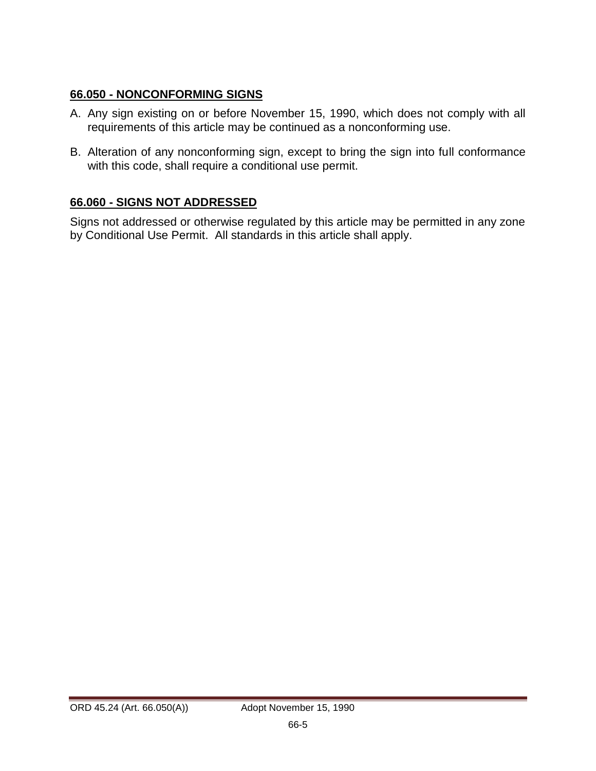## **66.050 - NONCONFORMING SIGNS**

A. Any sign existing on or before November 15, 1990, which does not comply with all requirements of this article may be continued as a nonconforming use.

B. Alteration of any nonconforming sign, except to bring the sign into full conformance with this code, shall require a conditional use permit.

## **66.060 - SIGNS NOT ADDRESSED**

Signs not addressed or otherwise regulated by this article may be permitted in any zone by Conditional Use Permit. All standards in this article shall apply.

ORD 45.24 (Art. 66.050(A)) Adopt November 15, 1990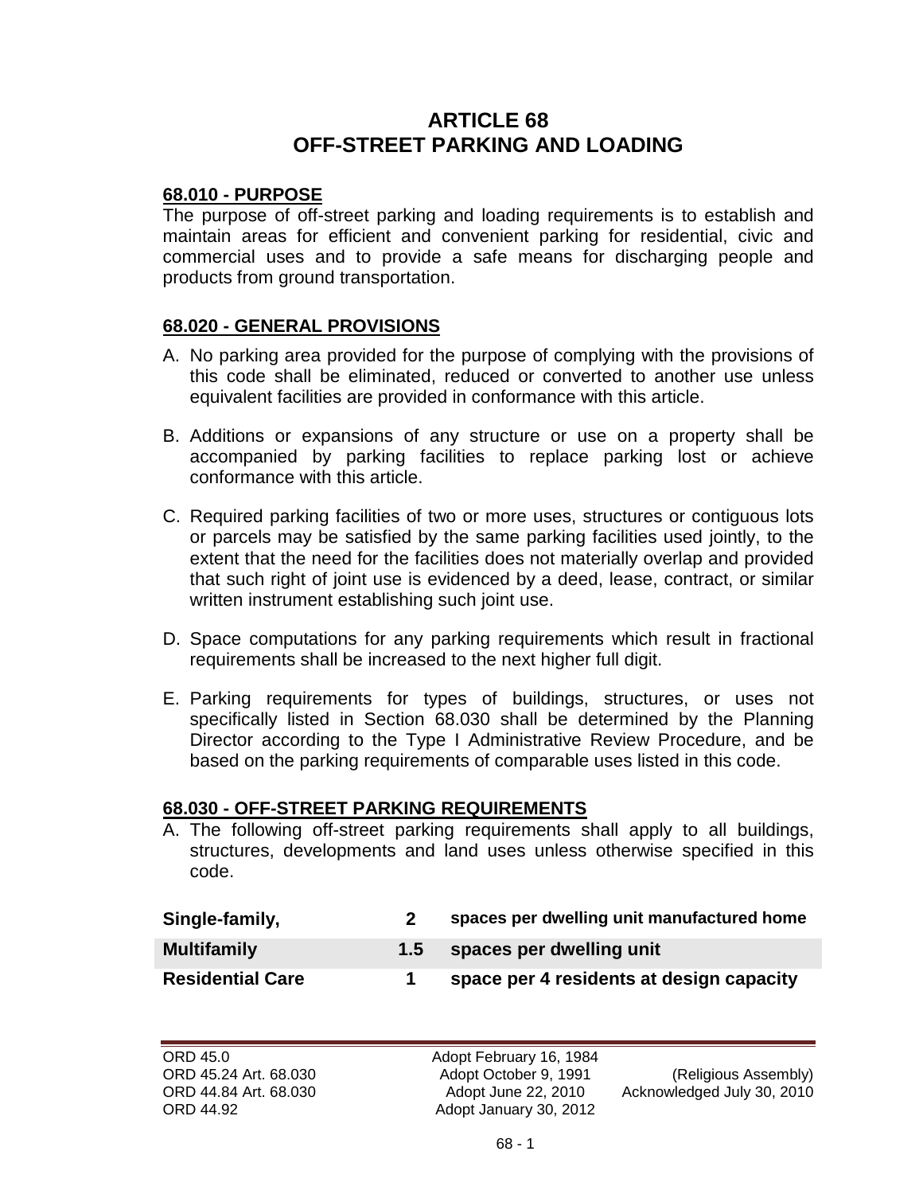# ARTICLE 68
# OFF-STREET PARKING AND LOADING

## 68.010 - PURPOSE

The purpose of off-street parking and loading requirements is to establish and maintain areas for efficient and convenient parking for residential, civic and commercial uses and to provide a safe means for discharging people and products from ground transportation.

## 68.020 - GENERAL PROVISIONS

A. No parking area provided for the purpose of complying with the provisions of this code shall be eliminated, reduced or converted to another use unless equivalent facilities are provided in conformance with this article.

B. Additions or expansions of any structure or use on a property shall be accompanied by parking facilities to replace parking lost or achieve conformance with this article.

C. Required parking facilities of two or more uses, structures or contiguous lots or parcels may be satisfied by the same parking facilities used jointly, to the extent that the need for the facilities does not materially overlap and provided that such right of joint use is evidenced by a deed, lease, contract, or similar written instrument establishing such joint use.

D. Space computations for any parking requirements which result in fractional requirements shall be increased to the next higher full digit.

E. Parking requirements for types of buildings, structures, or uses not specifically listed in Section 68.030 shall be determined by the Planning Director according to the Type I Administrative Review Procedure, and be based on the parking requirements of comparable uses listed in this code.

## 68.030 - OFF-STREET PARKING REQUIREMENTS

A. The following off-street parking requirements shall apply to all buildings, structures, developments and land uses unless otherwise specified in this code.

| | | |
|---|---|---|
| **Single-family,** | **2** | **spaces per dwelling unit manufactured home** |
| **Multifamily** | **1.5** | **spaces per dwelling unit** |
| **Residential Care** | **1** | **space per 4 residents at design capacity** |

ORD 45.0 Adopt February 16, 1984
ORD 45.24 Art. 68.030 Adopt October 9, 1991 (Religious Assembly)
ORD 44.84 Art. 68.030 Adopt June 22, 2010 Acknowledged July 30, 2010
ORD 44.92 Adopt January 30, 2012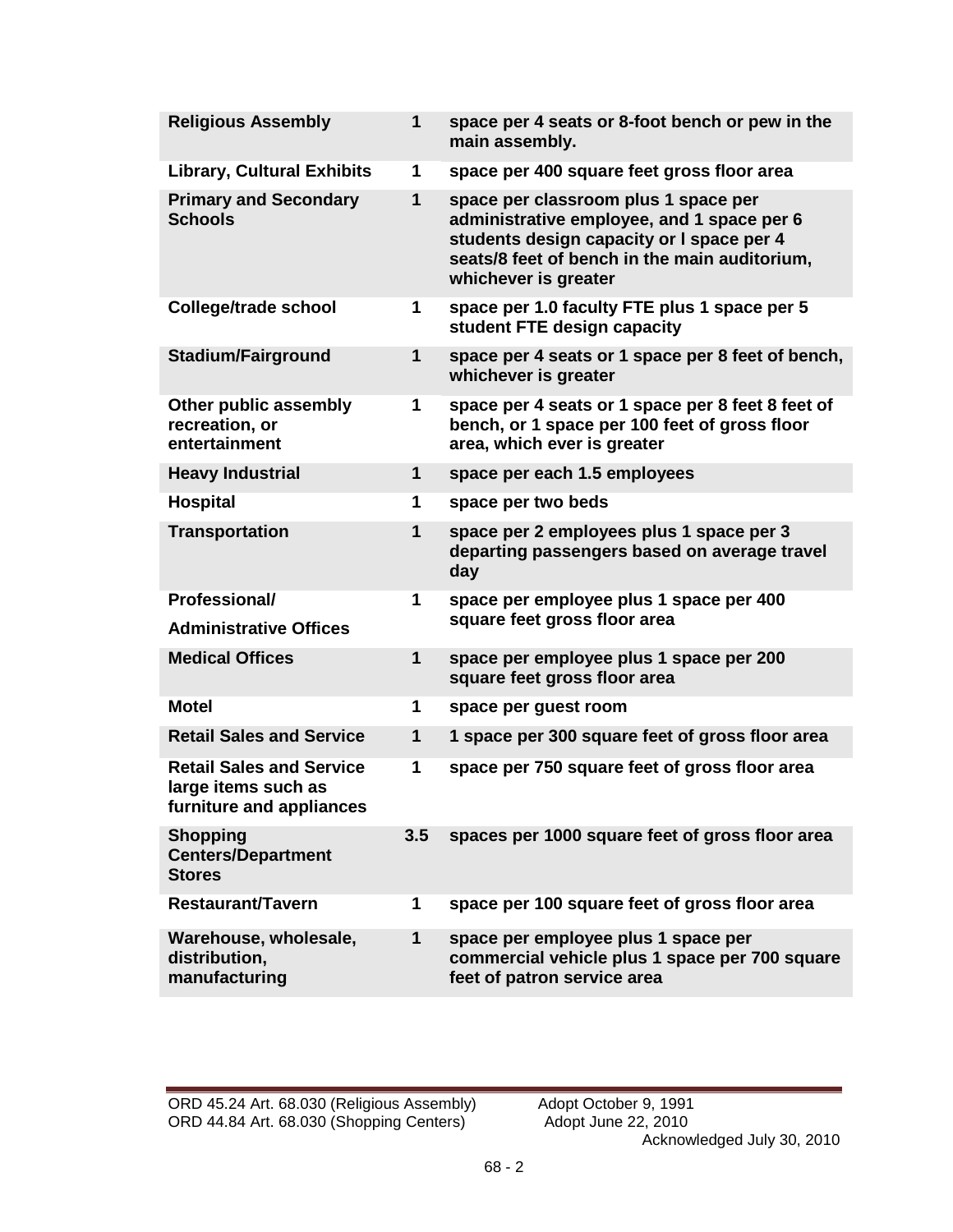| | | |
|---|---|---|
| **Religious Assembly** | **1** | **space per 4 seats or 8-foot bench or pew in the main assembly.** |
| **Library, Cultural Exhibits** | **1** | **space per 400 square feet gross floor area** |
| **Primary and Secondary Schools** | **1** | **space per classroom plus 1 space per administrative employee, and 1 space per 6 students design capacity or l space per 4 seats/8 feet of bench in the main auditorium, whichever is greater** |
| **College/trade school** | **1** | **space per 1.0 faculty FTE plus 1 space per 5 student FTE design capacity** |
| **Stadium/Fairground** | **1** | **space per 4 seats or 1 space per 8 feet of bench, whichever is greater** |
| **Other public assembly recreation, or entertainment** | **1** | **space per 4 seats or 1 space per 8 feet 8 feet of bench, or 1 space per 100 feet of gross floor area, which ever is greater** |
| **Heavy Industrial** | **1** | **space per each 1.5 employees** |
| **Hospital** | **1** | **space per two beds** |
| **Transportation** | **1** | **space per 2 employees plus 1 space per 3 departing passengers based on average travel day** |
| **Professional/ Administrative Offices** | **1** | **space per employee plus 1 space per 400 square feet gross floor area** |
| **Medical Offices** | **1** | **space per employee plus 1 space per 200 square feet gross floor area** |
| **Motel** | **1** | **space per guest room** |
| **Retail Sales and Service** | **1** | **1 space per 300 square feet of gross floor area** |
| **Retail Sales and Service large items such as furniture and appliances** | **1** | **space per 750 square feet of gross floor area** |
| **Shopping Centers/Department Stores** | **3.5** | **spaces per 1000 square feet of gross floor area** |
| **Restaurant/Tavern** | **1** | **space per 100 square feet of gross floor area** |
| **Warehouse, wholesale, distribution, manufacturing** | **1** | **space per employee plus 1 space per commercial vehicle plus 1 space per 700 square feet of patron service area** |

ORD 45.24 Art. 68.030 (Religious Assembly) Adopt October 9, 1991
ORD 44.84 Art. 68.030 (Shopping Centers) Adopt June 22, 2010
Acknowledged July 30, 2010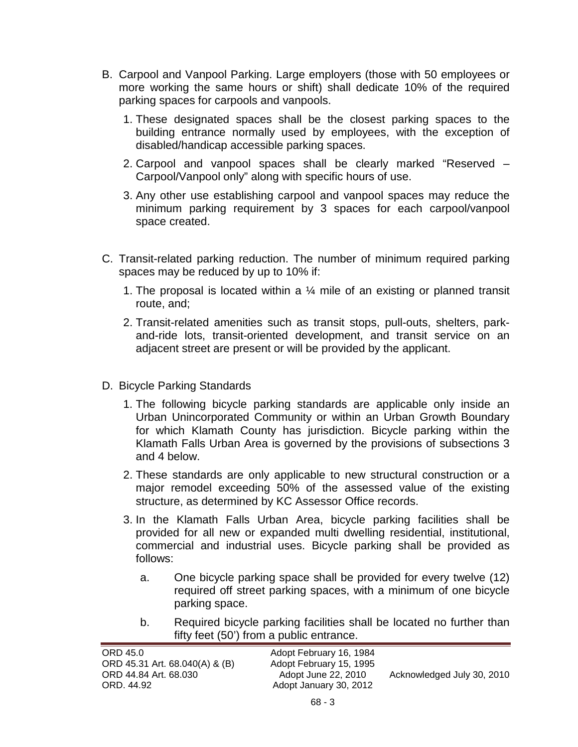B. Carpool and Vanpool Parking. Large employers (those with 50 employees or more working the same hours or shift) shall dedicate 10% of the required parking spaces for carpools and vanpools.

1. These designated spaces shall be the closest parking spaces to the building entrance normally used by employees, with the exception of disabled/handicap accessible parking spaces.

2. Carpool and vanpool spaces shall be clearly marked "Reserved – Carpool/Vanpool only" along with specific hours of use.

3. Any other use establishing carpool and vanpool spaces may reduce the minimum parking requirement by 3 spaces for each carpool/vanpool space created.

C. Transit-related parking reduction. The number of minimum required parking spaces may be reduced by up to 10% if:

1. The proposal is located within a ¼ mile of an existing or planned transit route, and;

2. Transit-related amenities such as transit stops, pull-outs, shelters, park-and-ride lots, transit-oriented development, and transit service on an adjacent street are present or will be provided by the applicant.

D. Bicycle Parking Standards

1. The following bicycle parking standards are applicable only inside an Urban Unincorporated Community or within an Urban Growth Boundary for which Klamath County has jurisdiction. Bicycle parking within the Klamath Falls Urban Area is governed by the provisions of subsections 3 and 4 below.

2. These standards are only applicable to new structural construction or a major remodel exceeding 50% of the assessed value of the existing structure, as determined by KC Assessor Office records.

3. In the Klamath Falls Urban Area, bicycle parking facilities shall be provided for all new or expanded multi dwelling residential, institutional, commercial and industrial uses. Bicycle parking shall be provided as follows:

   a. One bicycle parking space shall be provided for every twelve (12) required off street parking spaces, with a minimum of one bicycle parking space.

   b. Required bicycle parking facilities shall be located no further than fifty feet (50') from a public entrance.

ORD 45.0 Adopt February 16, 1984
ORD 45.31 Art. 68.040(A) & (B) Adopt February 15, 1995
ORD 44.84 Art. 68.030 Adopt June 22, 2010 Acknowledged July 30, 2010
ORD. 44.92 Adopt January 30, 2012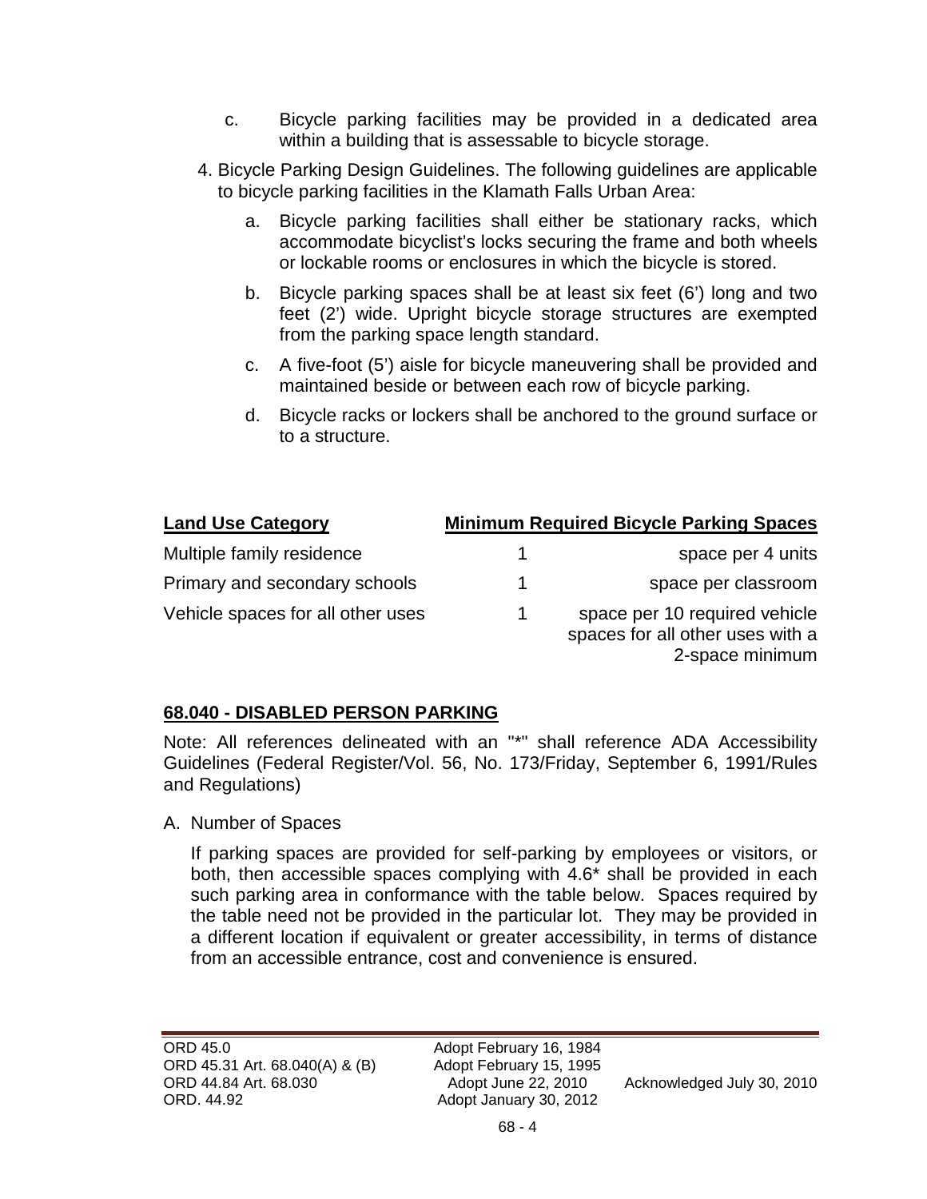c. Bicycle parking facilities may be provided in a dedicated area within a building that is assessable to bicycle storage.

4. Bicycle Parking Design Guidelines. The following guidelines are applicable to bicycle parking facilities in the Klamath Falls Urban Area:

   a. Bicycle parking facilities shall either be stationary racks, which accommodate bicyclist's locks securing the frame and both wheels or lockable rooms or enclosures in which the bicycle is stored.

   b. Bicycle parking spaces shall be at least six feet (6') long and two feet (2') wide. Upright bicycle storage structures are exempted from the parking space length standard.

   c. A five-foot (5') aisle for bicycle maneuvering shall be provided and maintained beside or between each row of bicycle parking.

   d. Bicycle racks or lockers shall be anchored to the ground surface or to a structure.

| Land Use Category | Minimum Required Bicycle Parking Spaces | |
|---|---|---|
| Multiple family residence | 1 | space per 4 units |
| Primary and secondary schools | 1 | space per classroom |
| Vehicle spaces for all other uses | 1 | space per 10 required vehicle spaces for all other uses with a 2-space minimum |

## 68.040 - DISABLED PERSON PARKING

Note: All references delineated with an "*" shall reference ADA Accessibility Guidelines (Federal Register/Vol. 56, No. 173/Friday, September 6, 1991/Rules and Regulations)

A. Number of Spaces

If parking spaces are provided for self-parking by employees or visitors, or both, then accessible spaces complying with 4.6* shall be provided in each such parking area in conformance with the table below. Spaces required by the table need not be provided in the particular lot. They may be provided in a different location if equivalent or greater accessibility, in terms of distance from an accessible entrance, cost and convenience is ensured.

ORD 45.0 Adopt February 16, 1984
ORD 45.31 Art. 68.040(A) & (B) Adopt February 15, 1995
ORD 44.84 Art. 68.030 Adopt June 22, 2010 Acknowledged July 30, 2010
ORD. 44.92 Adopt January 30, 2012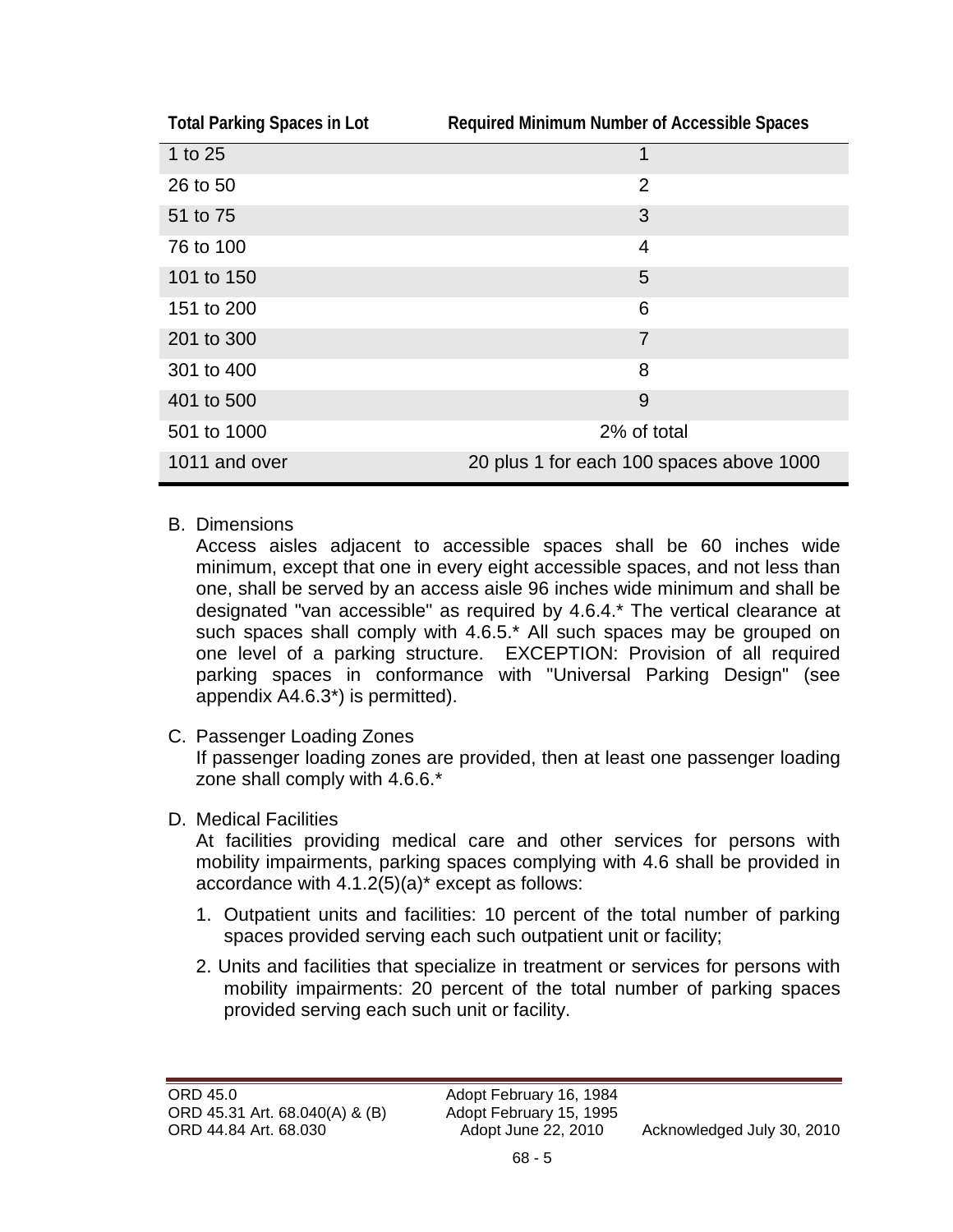| Total Parking Spaces in Lot | Required Minimum Number of Accessible Spaces |
|---|---|
| 1 to 25 | 1 |
| 26 to 50 | 2 |
| 51 to 75 | 3 |
| 76 to 100 | 4 |
| 101 to 150 | 5 |
| 151 to 200 | 6 |
| 201 to 300 | 7 |
| 301 to 400 | 8 |
| 401 to 500 | 9 |
| 501 to 1000 | 2% of total |
| 1011 and over | 20 plus 1 for each 100 spaces above 1000 |

B. Dimensions
   Access aisles adjacent to accessible spaces shall be 60 inches wide minimum, except that one in every eight accessible spaces, and not less than one, shall be served by an access aisle 96 inches wide minimum and shall be designated "van accessible" as required by 4.6.4.* The vertical clearance at such spaces shall comply with 4.6.5.* All such spaces may be grouped on one level of a parking structure. EXCEPTION: Provision of all required parking spaces in conformance with "Universal Parking Design" (see appendix A4.6.3*) is permitted).

C. Passenger Loading Zones
   If passenger loading zones are provided, then at least one passenger loading zone shall comply with 4.6.6.*

D. Medical Facilities
   At facilities providing medical care and other services for persons with mobility impairments, parking spaces complying with 4.6 shall be provided in accordance with 4.1.2(5)(a)* except as follows:

   1. Outpatient units and facilities: 10 percent of the total number of parking spaces provided serving each such outpatient unit or facility;

   2. Units and facilities that specialize in treatment or services for persons with mobility impairments: 20 percent of the total number of parking spaces provided serving each such unit or facility.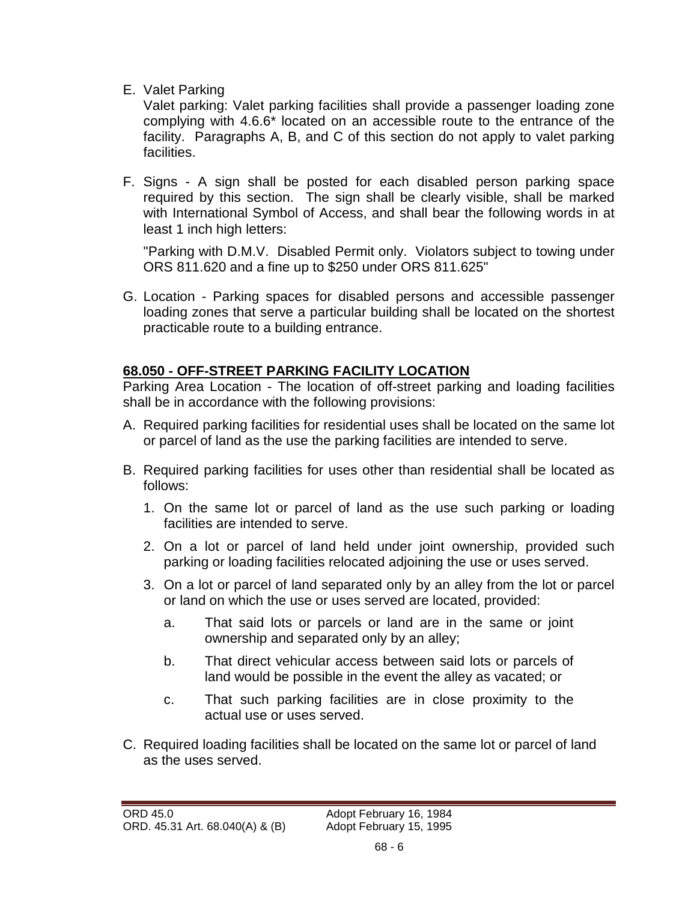E. Valet Parking

   Valet parking: Valet parking facilities shall provide a passenger loading zone complying with 4.6.6* located on an accessible route to the entrance of the facility. Paragraphs A, B, and C of this section do not apply to valet parking facilities.

F. Signs - A sign shall be posted for each disabled person parking space required by this section. The sign shall be clearly visible, shall be marked with International Symbol of Access, and shall bear the following words in at least 1 inch high letters:

   "Parking with D.M.V. Disabled Permit only. Violators subject to towing under ORS 811.620 and a fine up to $250 under ORS 811.625"

G. Location - Parking spaces for disabled persons and accessible passenger loading zones that serve a particular building shall be located on the shortest practicable route to a building entrance.

## **68.050 - OFF-STREET PARKING FACILITY LOCATION**

Parking Area Location - The location of off-street parking and loading facilities shall be in accordance with the following provisions:

A. Required parking facilities for residential uses shall be located on the same lot or parcel of land as the use the parking facilities are intended to serve.

B. Required parking facilities for uses other than residential shall be located as follows:

   1. On the same lot or parcel of land as the use such parking or loading facilities are intended to serve.

   2. On a lot or parcel of land held under joint ownership, provided such parking or loading facilities relocated adjoining the use or uses served.

   3. On a lot or parcel of land separated only by an alley from the lot or parcel or land on which the use or uses served are located, provided:

      a. That said lots or parcels or land are in the same or joint ownership and separated only by an alley;

      b. That direct vehicular access between said lots or parcels of land would be possible in the event the alley as vacated; or

      c. That such parking facilities are in close proximity to the actual use or uses served.

C. Required loading facilities shall be located on the same lot or parcel of land as the uses served.

ORD 45.0 Adopt February 16, 1984
ORD. 45.31 Art. 68.040(A) & (B) Adopt February 15, 1995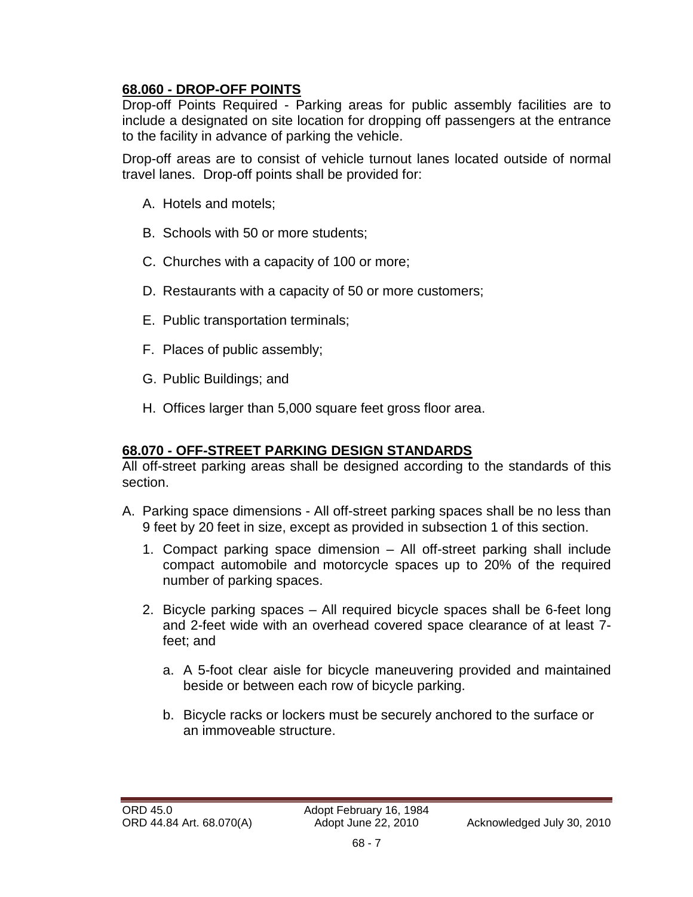## 68.060 - DROP-OFF POINTS

Drop-off Points Required - Parking areas for public assembly facilities are to include a designated on site location for dropping off passengers at the entrance to the facility in advance of parking the vehicle.

Drop-off areas are to consist of vehicle turnout lanes located outside of normal travel lanes. Drop-off points shall be provided for:

A. Hotels and motels;

B. Schools with 50 or more students;

C. Churches with a capacity of 100 or more;

D. Restaurants with a capacity of 50 or more customers;

E. Public transportation terminals;

F. Places of public assembly;

G. Public Buildings; and

H. Offices larger than 5,000 square feet gross floor area.

## 68.070 - OFF-STREET PARKING DESIGN STANDARDS

All off-street parking areas shall be designed according to the standards of this section.

A. Parking space dimensions - All off-street parking spaces shall be no less than 9 feet by 20 feet in size, except as provided in subsection 1 of this section.

   1. Compact parking space dimension – All off-street parking shall include compact automobile and motorcycle spaces up to 20% of the required number of parking spaces.

   2. Bicycle parking spaces – All required bicycle spaces shall be 6-feet long and 2-feet wide with an overhead covered space clearance of at least 7-feet; and

      a. A 5-foot clear aisle for bicycle maneuvering provided and maintained beside or between each row of bicycle parking.

      b. Bicycle racks or lockers must be securely anchored to the surface or an immoveable structure.

ORD 45.0 Adopt February 16, 1984
ORD 44.84 Art. 68.070(A) Adopt June 22, 2010 Acknowledged July 30, 2010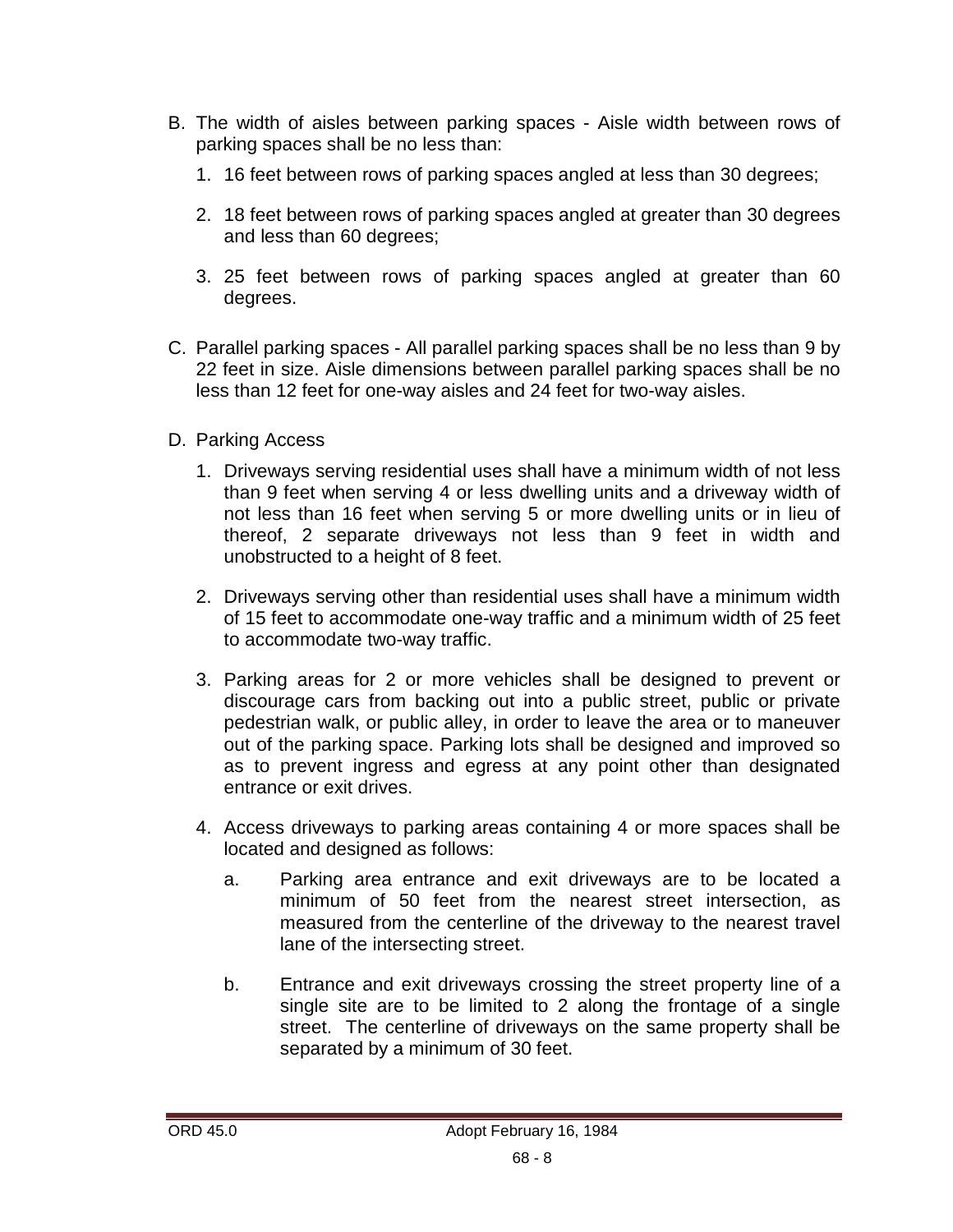B. The width of aisles between parking spaces - Aisle width between rows of parking spaces shall be no less than:

   1. 16 feet between rows of parking spaces angled at less than 30 degrees;

   2. 18 feet between rows of parking spaces angled at greater than 30 degrees and less than 60 degrees;

   3. 25 feet between rows of parking spaces angled at greater than 60 degrees.

C. Parallel parking spaces - All parallel parking spaces shall be no less than 9 by 22 feet in size. Aisle dimensions between parallel parking spaces shall be no less than 12 feet for one-way aisles and 24 feet for two-way aisles.

D. Parking Access

   1. Driveways serving residential uses shall have a minimum width of not less than 9 feet when serving 4 or less dwelling units and a driveway width of not less than 16 feet when serving 5 or more dwelling units or in lieu of thereof, 2 separate driveways not less than 9 feet in width and unobstructed to a height of 8 feet.

   2. Driveways serving other than residential uses shall have a minimum width of 15 feet to accommodate one-way traffic and a minimum width of 25 feet to accommodate two-way traffic.

   3. Parking areas for 2 or more vehicles shall be designed to prevent or discourage cars from backing out into a public street, public or private pedestrian walk, or public alley, in order to leave the area or to maneuver out of the parking space. Parking lots shall be designed and improved so as to prevent ingress and egress at any point other than designated entrance or exit drives.

   4. Access driveways to parking areas containing 4 or more spaces shall be located and designed as follows:

      a. Parking area entrance and exit driveways are to be located a minimum of 50 feet from the nearest street intersection, as measured from the centerline of the driveway to the nearest travel lane of the intersecting street.

      b. Entrance and exit driveways crossing the street property line of a single site are to be limited to 2 along the frontage of a single street. The centerline of driveways on the same property shall be separated by a minimum of 30 feet.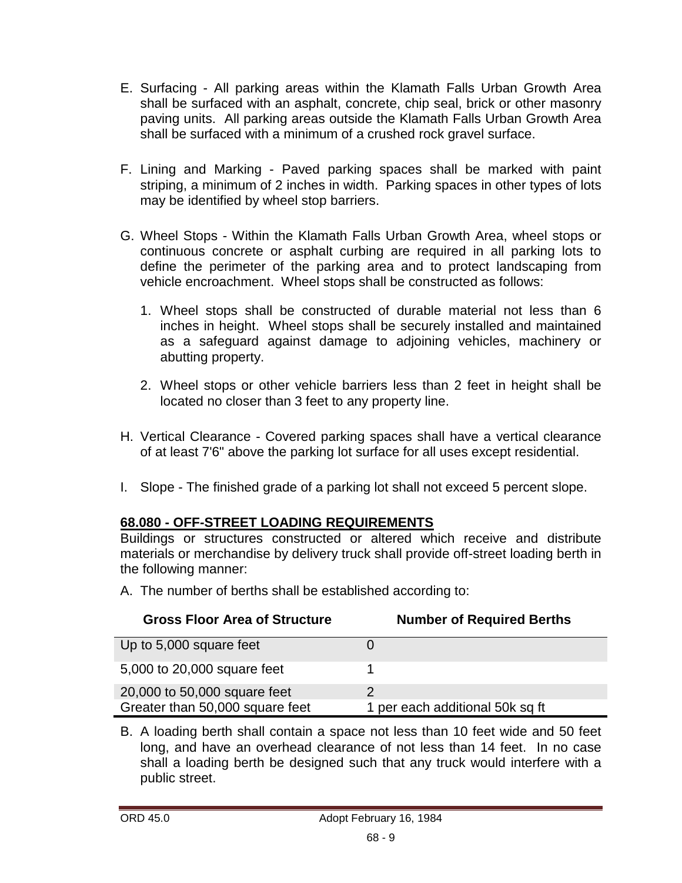E. Surfacing - All parking areas within the Klamath Falls Urban Growth Area shall be surfaced with an asphalt, concrete, chip seal, brick or other masonry paving units. All parking areas outside the Klamath Falls Urban Growth Area shall be surfaced with a minimum of a crushed rock gravel surface.

F. Lining and Marking - Paved parking spaces shall be marked with paint striping, a minimum of 2 inches in width. Parking spaces in other types of lots may be identified by wheel stop barriers.

G. Wheel Stops - Within the Klamath Falls Urban Growth Area, wheel stops or continuous concrete or asphalt curbing are required in all parking lots to define the perimeter of the parking area and to protect landscaping from vehicle encroachment. Wheel stops shall be constructed as follows:

   1. Wheel stops shall be constructed of durable material not less than 6 inches in height. Wheel stops shall be securely installed and maintained as a safeguard against damage to adjoining vehicles, machinery or abutting property.

   2. Wheel stops or other vehicle barriers less than 2 feet in height shall be located no closer than 3 feet to any property line.

H. Vertical Clearance - Covered parking spaces shall have a vertical clearance of at least 7'6" above the parking lot surface for all uses except residential.

I. Slope - The finished grade of a parking lot shall not exceed 5 percent slope.

## 68.080 - OFF-STREET LOADING REQUIREMENTS

Buildings or structures constructed or altered which receive and distribute materials or merchandise by delivery truck shall provide off-street loading berth in the following manner:

A. The number of berths shall be established according to:

| Gross Floor Area of Structure | Number of Required Berths |
|---|---|
| Up to 5,000 square feet | 0 |
| 5,000 to 20,000 square feet | 1 |
| 20,000 to 50,000 square feet | 2 |
| Greater than 50,000 square feet | 1 per each additional 50k sq ft |

B. A loading berth shall contain a space not less than 10 feet wide and 50 feet long, and have an overhead clearance of not less than 14 feet. In no case shall a loading berth be designed such that any truck would interfere with a public street.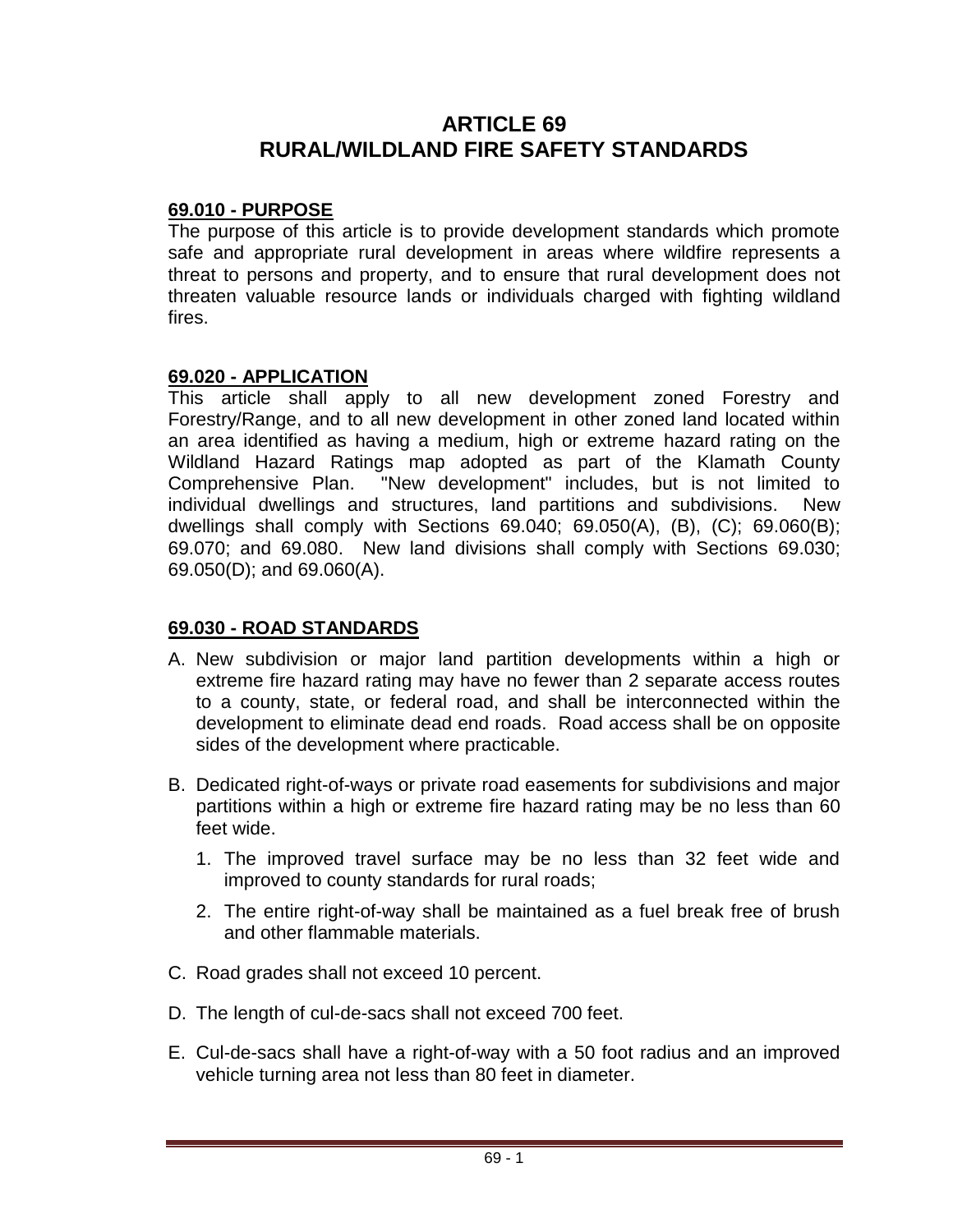# ARTICLE 69
# RURAL/WILDLAND FIRE SAFETY STANDARDS

## 69.010 - PURPOSE

The purpose of this article is to provide development standards which promote safe and appropriate rural development in areas where wildfire represents a threat to persons and property, and to ensure that rural development does not threaten valuable resource lands or individuals charged with fighting wildland fires.

## 69.020 - APPLICATION

This article shall apply to all new development zoned Forestry and Forestry/Range, and to all new development in other zoned land located within an area identified as having a medium, high or extreme hazard rating on the Wildland Hazard Ratings map adopted as part of the Klamath County Comprehensive Plan. "New development" includes, but is not limited to individual dwellings and structures, land partitions and subdivisions. New dwellings shall comply with Sections 69.040; 69.050(A), (B), (C); 69.060(B); 69.070; and 69.080. New land divisions shall comply with Sections 69.030; 69.050(D); and 69.060(A).

## 69.030 - ROAD STANDARDS

A. New subdivision or major land partition developments within a high or extreme fire hazard rating may have no fewer than 2 separate access routes to a county, state, or federal road, and shall be interconnected within the development to eliminate dead end roads. Road access shall be on opposite sides of the development where practicable.

B. Dedicated right-of-ways or private road easements for subdivisions and major partitions within a high or extreme fire hazard rating may be no less than 60 feet wide.

   1. The improved travel surface may be no less than 32 feet wide and improved to county standards for rural roads;

   2. The entire right-of-way shall be maintained as a fuel break free of brush and other flammable materials.

C. Road grades shall not exceed 10 percent.

D. The length of cul-de-sacs shall not exceed 700 feet.

E. Cul-de-sacs shall have a right-of-way with a 50 foot radius and an improved vehicle turning area not less than 80 feet in diameter.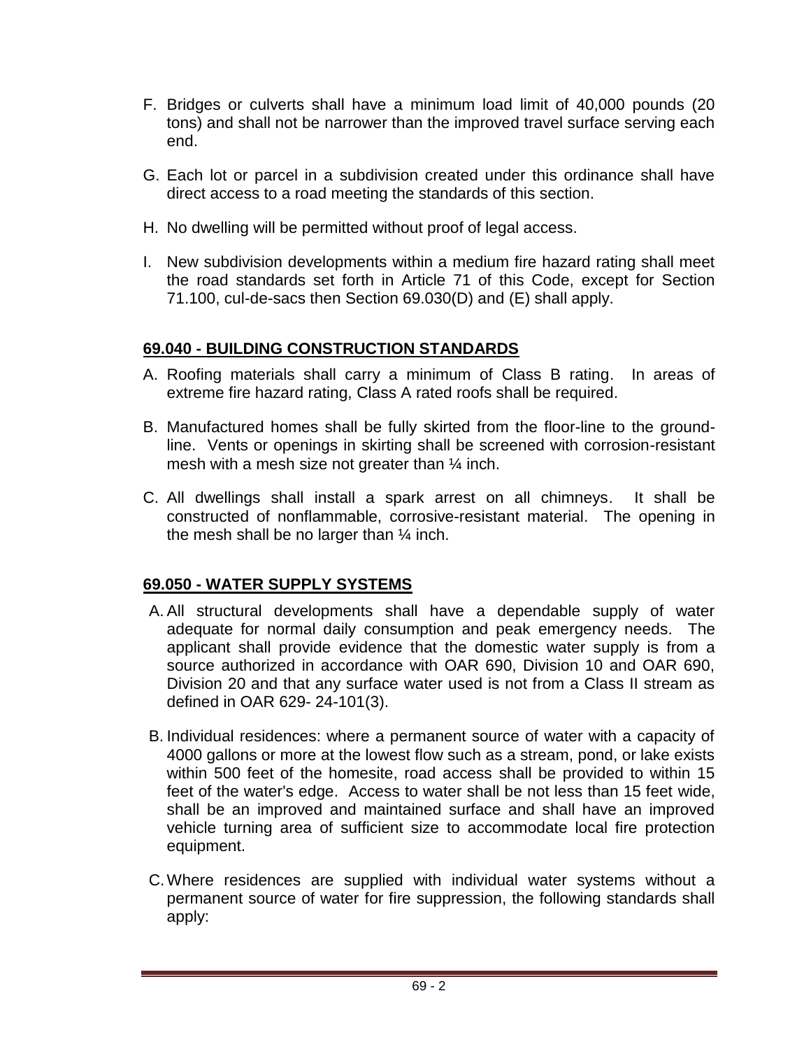F. Bridges or culverts shall have a minimum load limit of 40,000 pounds (20 tons) and shall not be narrower than the improved travel surface serving each end.

G. Each lot or parcel in a subdivision created under this ordinance shall have direct access to a road meeting the standards of this section.

H. No dwelling will be permitted without proof of legal access.

I. New subdivision developments within a medium fire hazard rating shall meet the road standards set forth in Article 71 of this Code, except for Section 71.100, cul-de-sacs then Section 69.030(D) and (E) shall apply.

## 69.040 - BUILDING CONSTRUCTION STANDARDS

A. Roofing materials shall carry a minimum of Class B rating. In areas of extreme fire hazard rating, Class A rated roofs shall be required.

B. Manufactured homes shall be fully skirted from the floor-line to the ground-line. Vents or openings in skirting shall be screened with corrosion-resistant mesh with a mesh size not greater than ¼ inch.

C. All dwellings shall install a spark arrest on all chimneys. It shall be constructed of nonflammable, corrosive-resistant material. The opening in the mesh shall be no larger than ¼ inch.

## 69.050 - WATER SUPPLY SYSTEMS

A. All structural developments shall have a dependable supply of water adequate for normal daily consumption and peak emergency needs. The applicant shall provide evidence that the domestic water supply is from a source authorized in accordance with OAR 690, Division 10 and OAR 690, Division 20 and that any surface water used is not from a Class II stream as defined in OAR 629- 24-101(3).

B. Individual residences: where a permanent source of water with a capacity of 4000 gallons or more at the lowest flow such as a stream, pond, or lake exists within 500 feet of the homesite, road access shall be provided to within 15 feet of the water's edge. Access to water shall be not less than 15 feet wide, shall be an improved and maintained surface and shall have an improved vehicle turning area of sufficient size to accommodate local fire protection equipment.

C. Where residences are supplied with individual water systems without a permanent source of water for fire suppression, the following standards shall apply: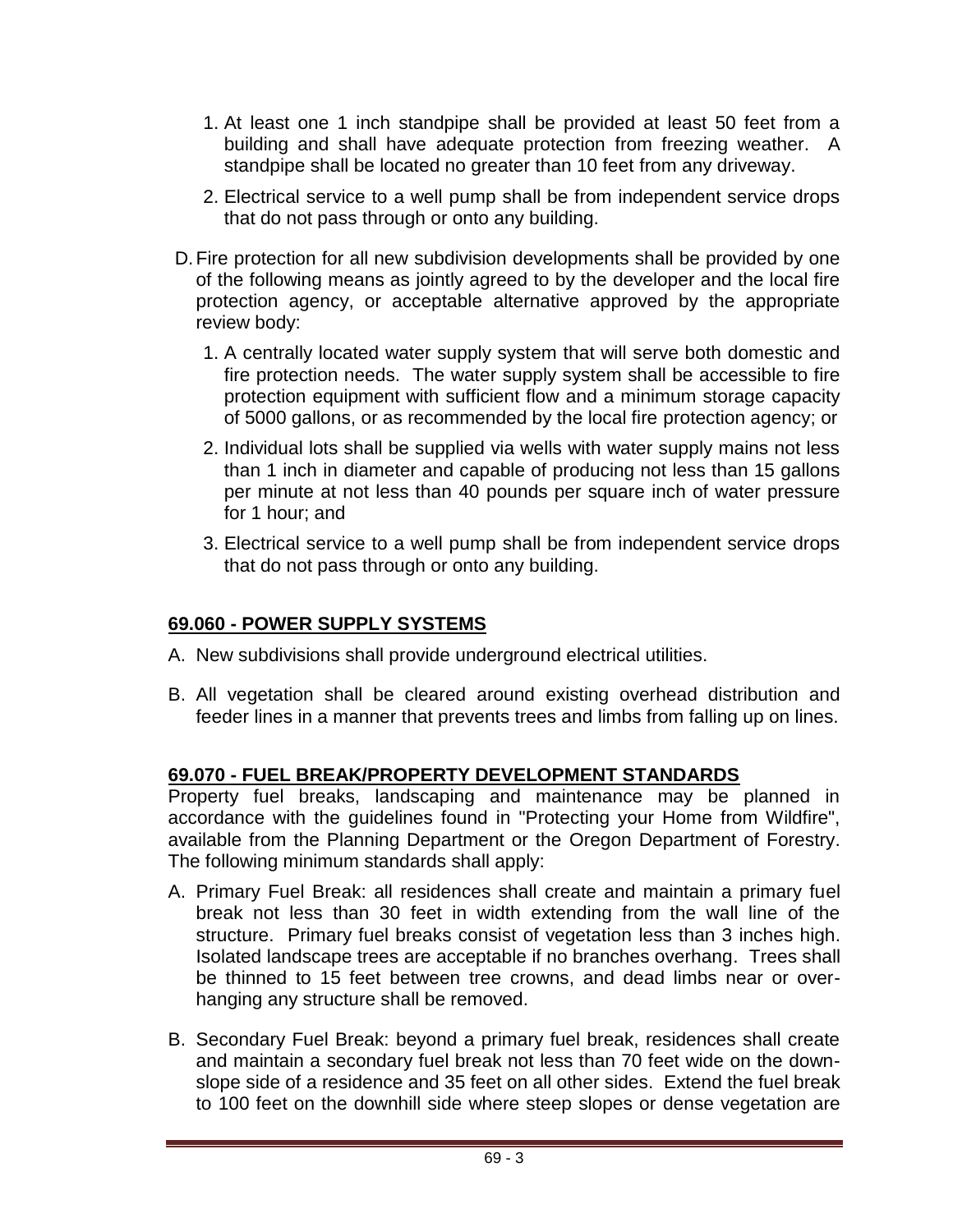1. At least one 1 inch standpipe shall be provided at least 50 feet from a building and shall have adequate protection from freezing weather. A standpipe shall be located no greater than 10 feet from any driveway.
2. Electrical service to a well pump shall be from independent service drops that do not pass through or onto any building.

D. Fire protection for all new subdivision developments shall be provided by one of the following means as jointly agreed to by the developer and the local fire protection agency, or acceptable alternative approved by the appropriate review body:

1. A centrally located water supply system that will serve both domestic and fire protection needs. The water supply system shall be accessible to fire protection equipment with sufficient flow and a minimum storage capacity of 5000 gallons, or as recommended by the local fire protection agency; or
2. Individual lots shall be supplied via wells with water supply mains not less than 1 inch in diameter and capable of producing not less than 15 gallons per minute at not less than 40 pounds per square inch of water pressure for 1 hour; and
3. Electrical service to a well pump shall be from independent service drops that do not pass through or onto any building.

## 69.060 - POWER SUPPLY SYSTEMS

A. New subdivisions shall provide underground electrical utilities.

B. All vegetation shall be cleared around existing overhead distribution and feeder lines in a manner that prevents trees and limbs from falling up on lines.

## 69.070 - FUEL BREAK/PROPERTY DEVELOPMENT STANDARDS

Property fuel breaks, landscaping and maintenance may be planned in accordance with the guidelines found in "Protecting your Home from Wildfire", available from the Planning Department or the Oregon Department of Forestry. The following minimum standards shall apply:

A. Primary Fuel Break: all residences shall create and maintain a primary fuel break not less than 30 feet in width extending from the wall line of the structure. Primary fuel breaks consist of vegetation less than 3 inches high. Isolated landscape trees are acceptable if no branches overhang. Trees shall be thinned to 15 feet between tree crowns, and dead limbs near or over-hanging any structure shall be removed.

B. Secondary Fuel Break: beyond a primary fuel break, residences shall create and maintain a secondary fuel break not less than 70 feet wide on the down-slope side of a residence and 35 feet on all other sides. Extend the fuel break to 100 feet on the downhill side where steep slopes or dense vegetation are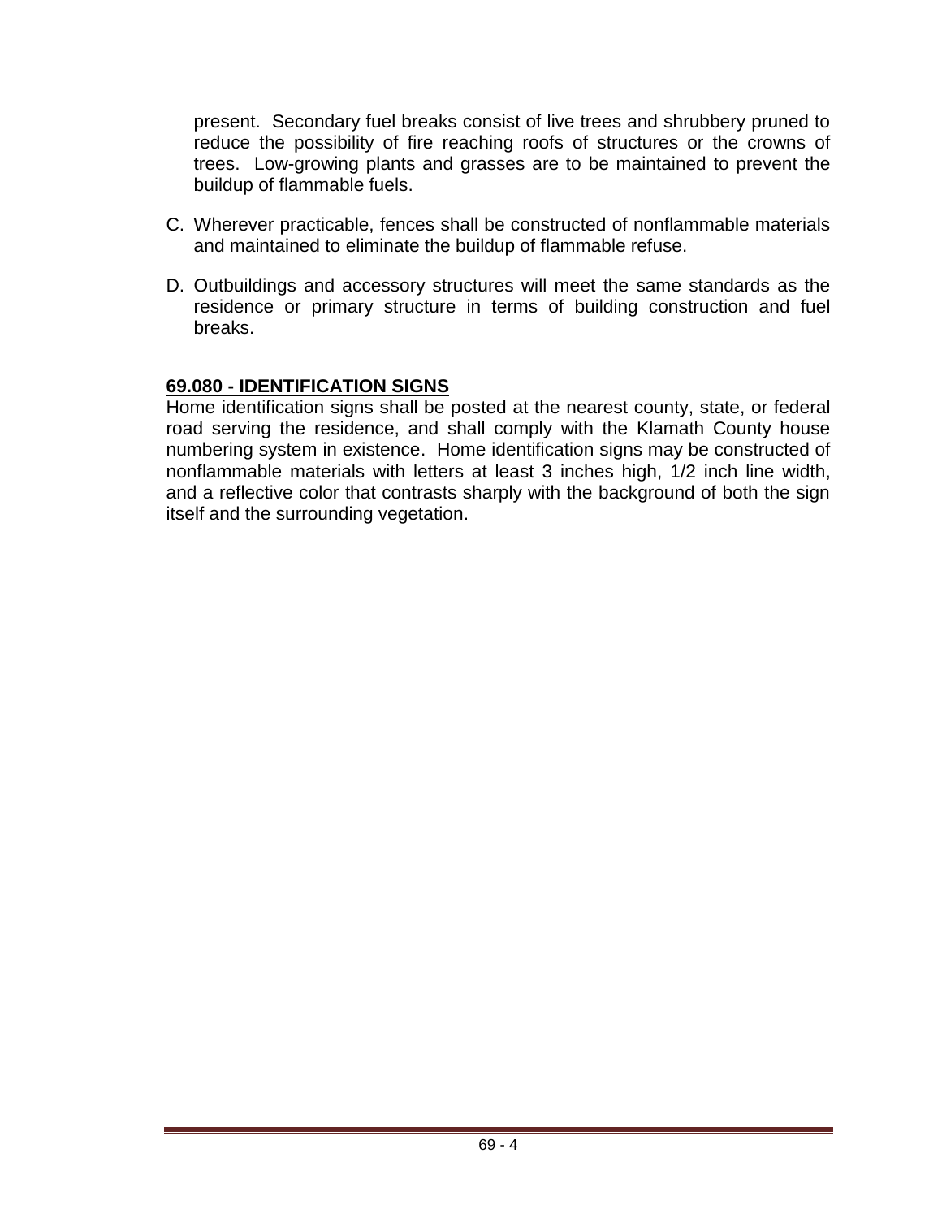present. Secondary fuel breaks consist of live trees and shrubbery pruned to reduce the possibility of fire reaching roofs of structures or the crowns of trees. Low-growing plants and grasses are to be maintained to prevent the buildup of flammable fuels.

C. Wherever practicable, fences shall be constructed of nonflammable materials and maintained to eliminate the buildup of flammable refuse.

D. Outbuildings and accessory structures will meet the same standards as the residence or primary structure in terms of building construction and fuel breaks.

## 69.080 - IDENTIFICATION SIGNS

Home identification signs shall be posted at the nearest county, state, or federal road serving the residence, and shall comply with the Klamath County house numbering system in existence. Home identification signs may be constructed of nonflammable materials with letters at least 3 inches high, 1/2 inch line width, and a reflective color that contrasts sharply with the background of both the sign itself and the surrounding vegetation.